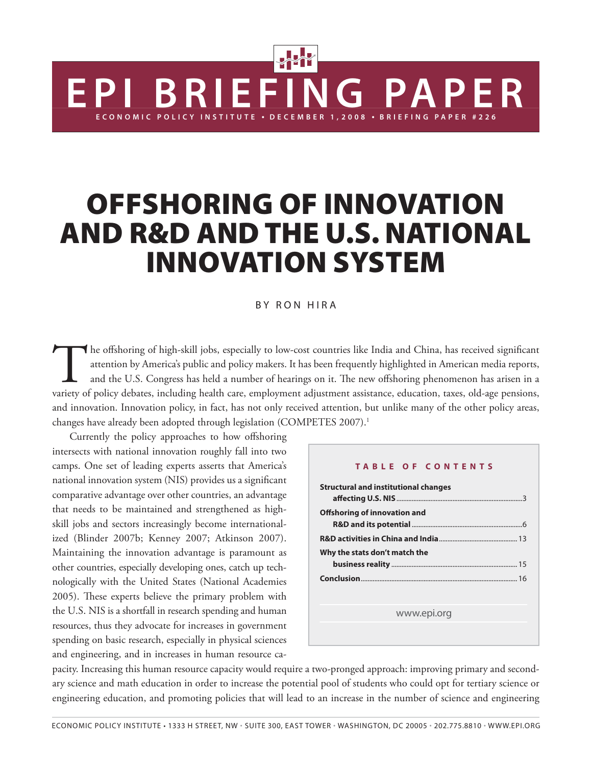# EPI BRIEFING PAPER

ECONOMIC POLICY INSTITUTE • DECEMBER 1, 2008 • BRIEFING PAPER #226

# OFFSHORING OF INNOVATION AND R&D AND THE U.S. NATIONAL INNOVATION SYSTEM

BY RON HIRA

The offshoring of high-skill jobs, especially to low-cost countries like India and China, has received significant attention by America's public and policy makers. It has been frequently highlighted in American media reports, and the U.S. Congress has held a number of hearings on it. The new offshoring phenomenon has arisen in a variety of policy debates, including health care, employment adjustment assistance, education, taxes, old-age pensions, and innovation. Innovation policy, in fact, has not only received attention, but unlike many of the other policy areas, changes have already been adopted through legislation (COMPETES 2007).[1]

Currently the policy approaches to how offshoring intersects with national innovation roughly fall into two camps. One set of leading experts asserts that America's national innovation system (NIS) provides us a significant comparative advantage over other countries, an advantage that needs to be maintained and strengthened as high-skill jobs and sectors increasingly become internationalized (Blinder 2007b; Kenney 2007; Atkinson 2007). Maintaining the innovation advantage is paramount as other countries, especially developing ones, catch up technologically with the United States (National Academies 2005). These experts believe the primary problem with the U.S. NIS is a shortfall in research spending and human resources, thus they advocate for increases in government spending on basic research, especially in physical sciences and engineering, and in increases in human resource capacity. Increasing this human resource capacity would require a two-pronged approach: improving primary and secondary science and math education in order to increase the potential pool of students who could opt for tertiary science or engineering education, and promoting policies that will lead to an increase in the number of science and engineering

**TABLE OF CONTENTS**

| Section | Page |
|---|---|
| Structural and institutional changes affecting U.S. NIS | 3 |
| Offshoring of innovation and R&D and its potential | 6 |
| R&D activities in China and India | 13 |
| Why the stats don't match the business reality | 15 |
| Conclusion | 16 |

www.epi.org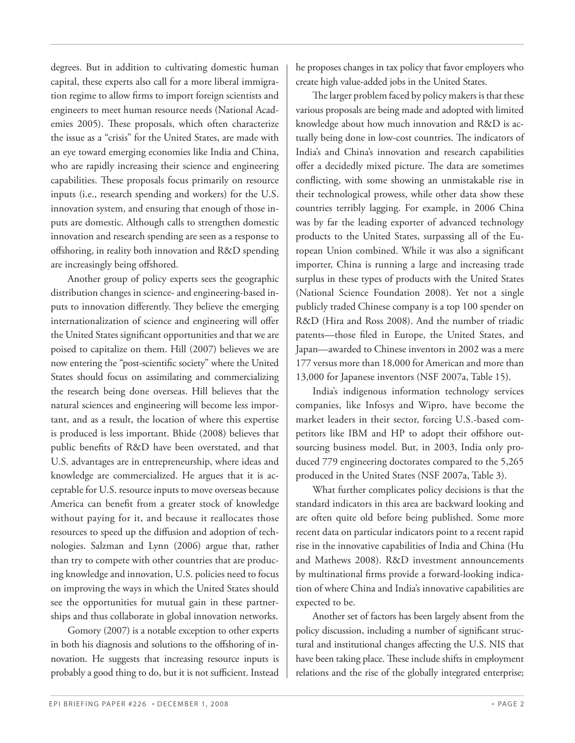degrees. But in addition to cultivating domestic human capital, these experts also call for a more liberal immigration regime to allow firms to import foreign scientists and engineers to meet human resource needs (National Academies 2005). These proposals, which often characterize the issue as a "crisis" for the United States, are made with an eye toward emerging economies like India and China, who are rapidly increasing their science and engineering capabilities. These proposals focus primarily on resource inputs (i.e., research spending and workers) for the U.S. innovation system, and ensuring that enough of those inputs are domestic. Although calls to strengthen domestic innovation and research spending are seen as a response to offshoring, in reality both innovation and R&D spending are increasingly being offshored.

Another group of policy experts sees the geographic distribution changes in science- and engineering-based inputs to innovation differently. They believe the emerging internationalization of science and engineering will offer the United States significant opportunities and that we are poised to capitalize on them. Hill (2007) believes we are now entering the "post-scientific society" where the United States should focus on assimilating and commercializing the research being done overseas. Hill believes that the natural sciences and engineering will become less important, and as a result, the location of where this expertise is produced is less important. Bhide (2008) believes that public benefits of R&D have been overstated, and that U.S. advantages are in entrepreneurship, where ideas and knowledge are commercialized. He argues that it is acceptable for U.S. resource inputs to move overseas because America can benefit from a greater stock of knowledge without paying for it, and because it reallocates those resources to speed up the diffusion and adoption of technologies. Salzman and Lynn (2006) argue that, rather than try to compete with other countries that are producing knowledge and innovation, U.S. policies need to focus on improving the ways in which the United States should see the opportunities for mutual gain in these partnerships and thus collaborate in global innovation networks.

Gomory (2007) is a notable exception to other experts in both his diagnosis and solutions to the offshoring of innovation. He suggests that increasing resource inputs is probably a good thing to do, but it is not sufficient. Instead he proposes changes in tax policy that favor employers who create high value-added jobs in the United States.

The larger problem faced by policy makers is that these various proposals are being made and adopted with limited knowledge about how much innovation and R&D is actually being done in low-cost countries. The indicators of India's and China's innovation and research capabilities offer a decidedly mixed picture. The data are sometimes conflicting, with some showing an unmistakable rise in their technological prowess, while other data show these countries terribly lagging. For example, in 2006 China was by far the leading exporter of advanced technology products to the United States, surpassing all of the European Union combined. While it was also a significant importer, China is running a large and increasing trade surplus in these types of products with the United States (National Science Foundation 2008). Yet not a single publicly traded Chinese company is a top 100 spender on R&D (Hira and Ross 2008). And the number of triadic patents—those filed in Europe, the United States, and Japan—awarded to Chinese inventors in 2002 was a mere 177 versus more than 18,000 for American and more than 13,000 for Japanese inventors (NSF 2007a, Table 15).

India's indigenous information technology services companies, like Infosys and Wipro, have become the market leaders in their sector, forcing U.S.-based competitors like IBM and HP to adopt their offshore outsourcing business model. But, in 2003, India only produced 779 engineering doctorates compared to the 5,265 produced in the United States (NSF 2007a, Table 3).

What further complicates policy decisions is that the standard indicators in this area are backward looking and are often quite old before being published. Some more recent data on particular indicators point to a recent rapid rise in the innovative capabilities of India and China (Hu and Mathews 2008). R&D investment announcements by multinational firms provide a forward-looking indication of where China and India's innovative capabilities are expected to be.

Another set of factors has been largely absent from the policy discussion, including a number of significant structural and institutional changes affecting the U.S. NIS that have been taking place. These include shifts in employment relations and the rise of the globally integrated enterprise;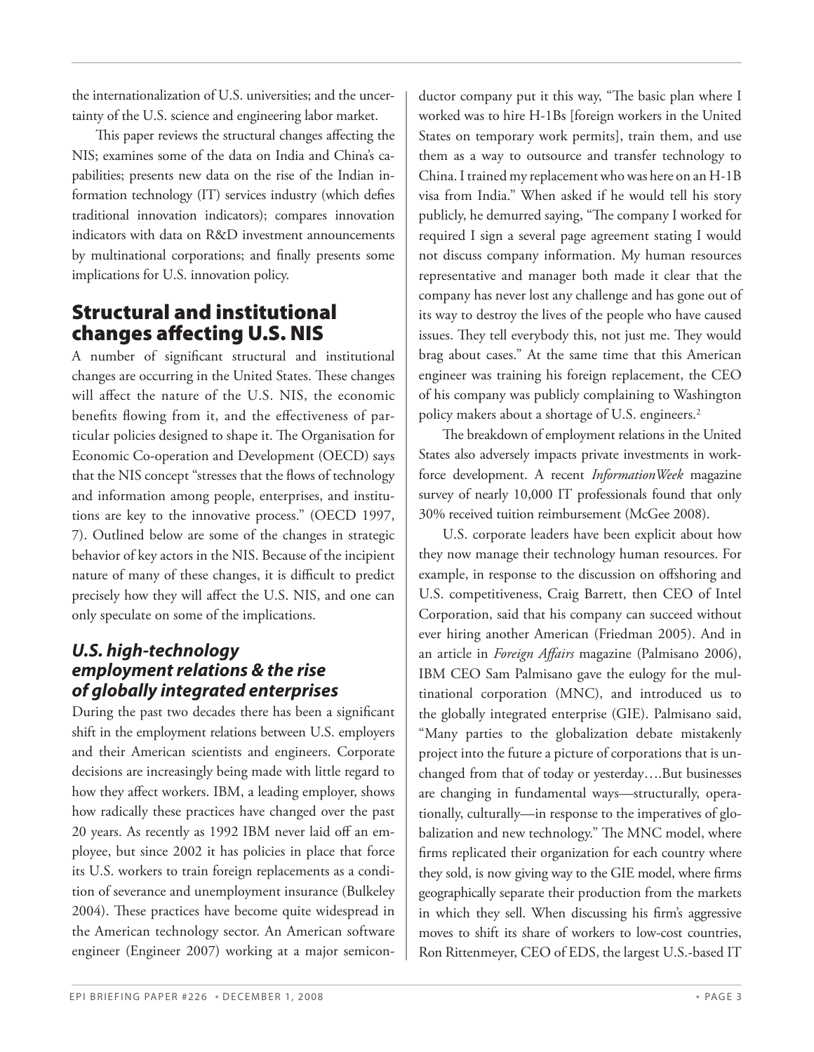the internationalization of U.S. universities; and the uncertainty of the U.S. science and engineering labor market.

This paper reviews the structural changes affecting the NIS; examines some of the data on India and China's capabilities; presents new data on the rise of the Indian information technology (IT) services industry (which defies traditional innovation indicators); compares innovation indicators with data on R&D investment announcements by multinational corporations; and finally presents some implications for U.S. innovation policy.

## Structural and institutional changes affecting U.S. NIS

A number of significant structural and institutional changes are occurring in the United States. These changes will affect the nature of the U.S. NIS, the economic benefits flowing from it, and the effectiveness of particular policies designed to shape it. The Organisation for Economic Co-operation and Development (OECD) says that the NIS concept "stresses that the flows of technology and information among people, enterprises, and institutions are key to the innovative process." (OECD 1997, 7). Outlined below are some of the changes in strategic behavior of key actors in the NIS. Because of the incipient nature of many of these changes, it is difficult to predict precisely how they will affect the U.S. NIS, and one can only speculate on some of the implications.

### *U.S. high-technology employment relations & the rise of globally integrated enterprises*

During the past two decades there has been a significant shift in the employment relations between U.S. employers and their American scientists and engineers. Corporate decisions are increasingly being made with little regard to how they affect workers. IBM, a leading employer, shows how radically these practices have changed over the past 20 years. As recently as 1992 IBM never laid off an employee, but since 2002 it has policies in place that force its U.S. workers to train foreign replacements as a condition of severance and unemployment insurance (Bulkeley 2004). These practices have become quite widespread in the American technology sector. An American software engineer (Engineer 2007) working at a major semiconductor company put it this way, "The basic plan where I worked was to hire H-1Bs [foreign workers in the United States on temporary work permits], train them, and use them as a way to outsource and transfer technology to China. I trained my replacement who was here on an H-1B visa from India." When asked if he would tell his story publicly, he demurred saying, "The company I worked for required I sign a several page agreement stating I would not discuss company information. My human resources representative and manager both made it clear that the company has never lost any challenge and has gone out of its way to destroy the lives of the people who have caused issues. They tell everybody this, not just me. They would brag about cases." At the same time that this American engineer was training his foreign replacement, the CEO of his company was publicly complaining to Washington policy makers about a shortage of U.S. engineers.[2]

The breakdown of employment relations in the United States also adversely impacts private investments in workforce development. A recent *InformationWeek* magazine survey of nearly 10,000 IT professionals found that only 30% received tuition reimbursement (McGee 2008).

U.S. corporate leaders have been explicit about how they now manage their technology human resources. For example, in response to the discussion on offshoring and U.S. competitiveness, Craig Barrett, then CEO of Intel Corporation, said that his company can succeed without ever hiring another American (Friedman 2005). And in an article in *Foreign Affairs* magazine (Palmisano 2006), IBM CEO Sam Palmisano gave the eulogy for the multinational corporation (MNC), and introduced us to the globally integrated enterprise (GIE). Palmisano said, "Many parties to the globalization debate mistakenly project into the future a picture of corporations that is unchanged from that of today or yesterday….But businesses are changing in fundamental ways—structurally, operationally, culturally—in response to the imperatives of globalization and new technology." The MNC model, where firms replicated their organization for each country where they sold, is now giving way to the GIE model, where firms geographically separate their production from the markets in which they sell. When discussing his firm's aggressive moves to shift its share of workers to low-cost countries, Ron Rittenmeyer, CEO of EDS, the largest U.S.-based IT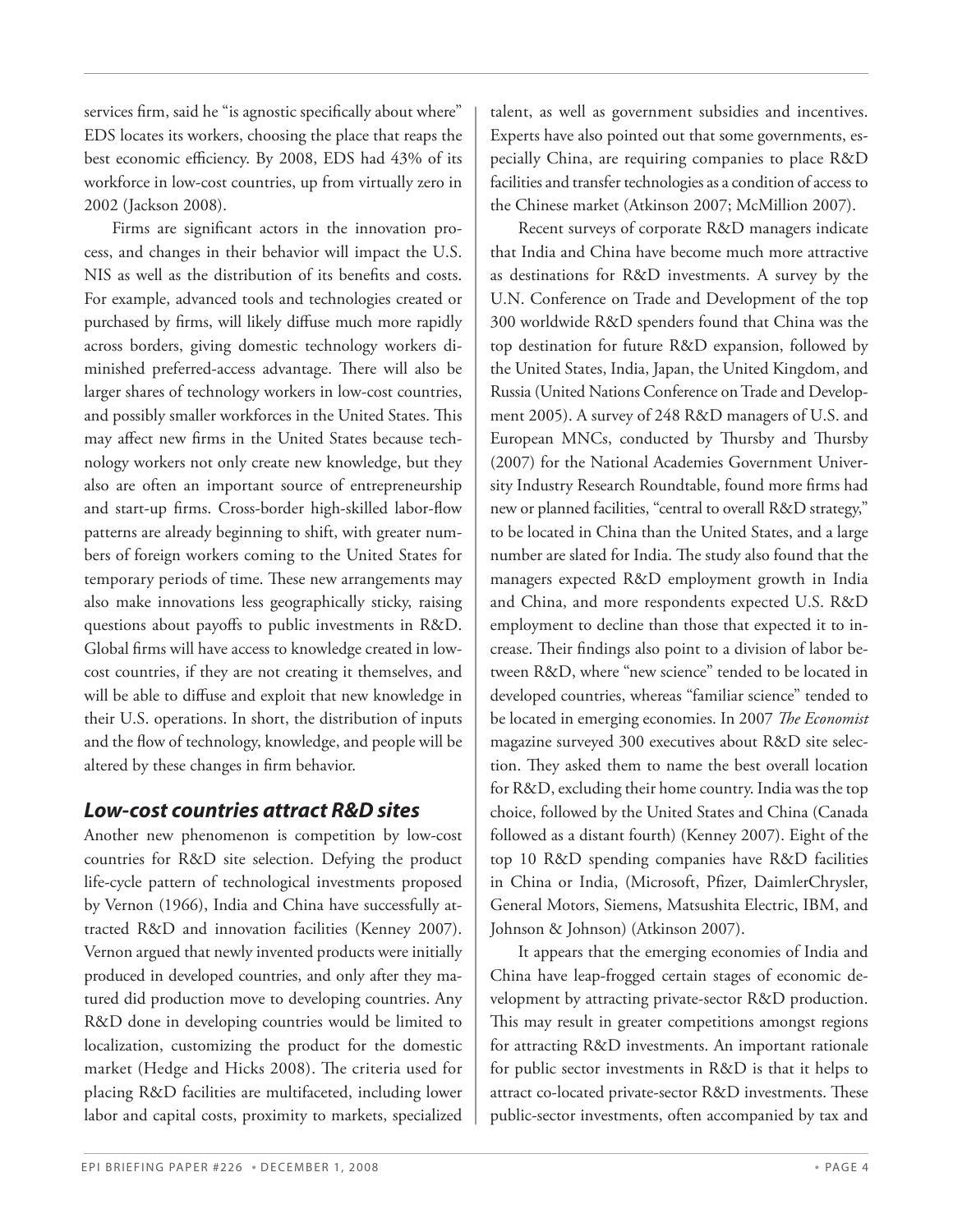services firm, said he "is agnostic specifically about where" EDS locates its workers, choosing the place that reaps the best economic efficiency. By 2008, EDS had 43% of its workforce in low-cost countries, up from virtually zero in 2002 (Jackson 2008).

Firms are significant actors in the innovation process, and changes in their behavior will impact the U.S. NIS as well as the distribution of its benefits and costs. For example, advanced tools and technologies created or purchased by firms, will likely diffuse much more rapidly across borders, giving domestic technology workers diminished preferred-access advantage. There will also be larger shares of technology workers in low-cost countries, and possibly smaller workforces in the United States. This may affect new firms in the United States because technology workers not only create new knowledge, but they also are often an important source of entrepreneurship and start-up firms. Cross-border high-skilled labor-flow patterns are already beginning to shift, with greater numbers of foreign workers coming to the United States for temporary periods of time. These new arrangements may also make innovations less geographically sticky, raising questions about payoffs to public investments in R&D. Global firms will have access to knowledge created in low-cost countries, if they are not creating it themselves, and will be able to diffuse and exploit that new knowledge in their U.S. operations. In short, the distribution of inputs and the flow of technology, knowledge, and people will be altered by these changes in firm behavior.

### Low-cost countries attract R&D sites

Another new phenomenon is competition by low-cost countries for R&D site selection. Defying the product life-cycle pattern of technological investments proposed by Vernon (1966), India and China have successfully attracted R&D and innovation facilities (Kenney 2007). Vernon argued that newly invented products were initially produced in developed countries, and only after they matured did production move to developing countries. Any R&D done in developing countries would be limited to localization, customizing the product for the domestic market (Hedge and Hicks 2008). The criteria used for placing R&D facilities are multifaceted, including lower labor and capital costs, proximity to markets, specialized talent, as well as government subsidies and incentives. Experts have also pointed out that some governments, especially China, are requiring companies to place R&D facilities and transfer technologies as a condition of access to the Chinese market (Atkinson 2007; McMillion 2007).

Recent surveys of corporate R&D managers indicate that India and China have become much more attractive as destinations for R&D investments. A survey by the U.N. Conference on Trade and Development of the top 300 worldwide R&D spenders found that China was the top destination for future R&D expansion, followed by the United States, India, Japan, the United Kingdom, and Russia (United Nations Conference on Trade and Development 2005). A survey of 248 R&D managers of U.S. and European MNCs, conducted by Thursby and Thursby (2007) for the National Academies Government University Industry Research Roundtable, found more firms had new or planned facilities, "central to overall R&D strategy," to be located in China than the United States, and a large number are slated for India. The study also found that the managers expected R&D employment growth in India and China, and more respondents expected U.S. R&D employment to decline than those that expected it to increase. Their findings also point to a division of labor between R&D, where "new science" tended to be located in developed countries, whereas "familiar science" tended to be located in emerging economies. In 2007 *The Economist* magazine surveyed 300 executives about R&D site selection. They asked them to name the best overall location for R&D, excluding their home country. India was the top choice, followed by the United States and China (Canada followed as a distant fourth) (Kenney 2007). Eight of the top 10 R&D spending companies have R&D facilities in China or India, (Microsoft, Pfizer, DaimlerChrysler, General Motors, Siemens, Matsushita Electric, IBM, and Johnson & Johnson) (Atkinson 2007).

It appears that the emerging economies of India and China have leap-frogged certain stages of economic development by attracting private-sector R&D production. This may result in greater competitions amongst regions for attracting R&D investments. An important rationale for public sector investments in R&D is that it helps to attract co-located private-sector R&D investments. These public-sector investments, often accompanied by tax and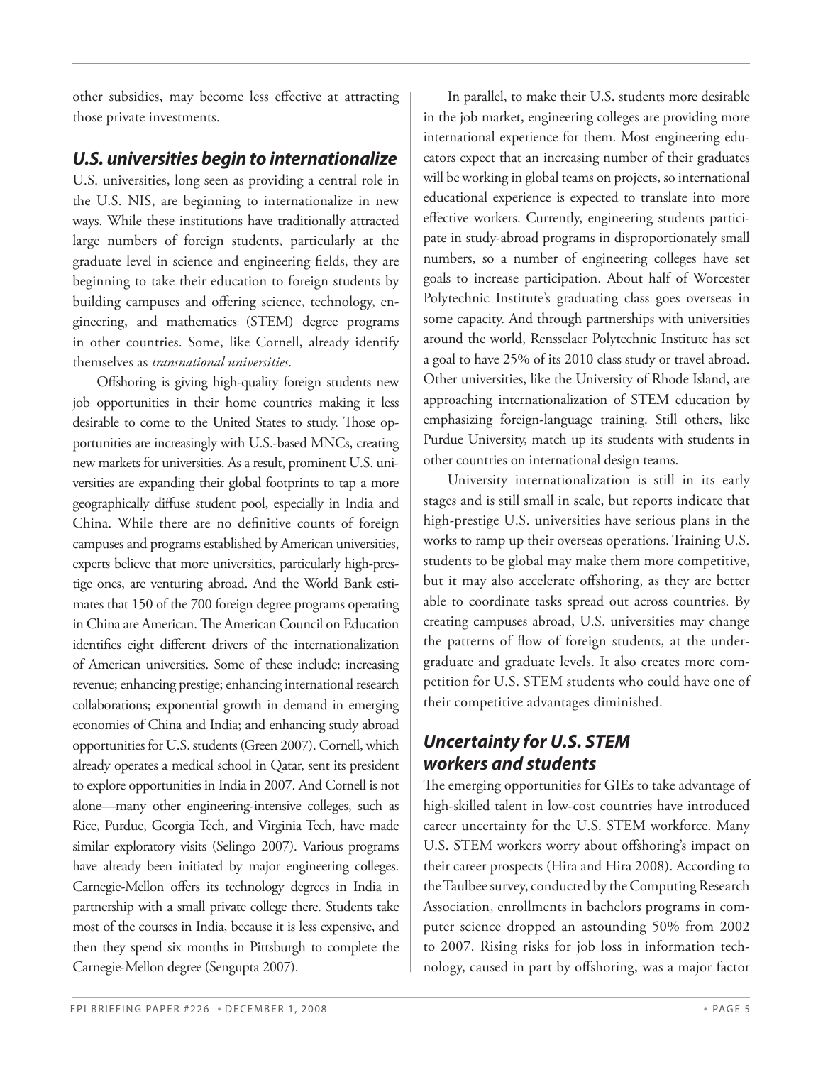other subsidies, may become less effective at attracting those private investments.

## *U.S. universities begin to internationalize*

U.S. universities, long seen as providing a central role in the U.S. NIS, are beginning to internationalize in new ways. While these institutions have traditionally attracted large numbers of foreign students, particularly at the graduate level in science and engineering fields, they are beginning to take their education to foreign students by building campuses and offering science, technology, engineering, and mathematics (STEM) degree programs in other countries. Some, like Cornell, already identify themselves as *transnational universities*.

Offshoring is giving high-quality foreign students new job opportunities in their home countries making it less desirable to come to the United States to study. Those opportunities are increasingly with U.S.-based MNCs, creating new markets for universities. As a result, prominent U.S. universities are expanding their global footprints to tap a more geographically diffuse student pool, especially in India and China. While there are no definitive counts of foreign campuses and programs established by American universities, experts believe that more universities, particularly high-prestige ones, are venturing abroad. And the World Bank estimates that 150 of the 700 foreign degree programs operating in China are American. The American Council on Education identifies eight different drivers of the internationalization of American universities. Some of these include: increasing revenue; enhancing prestige; enhancing international research collaborations; exponential growth in demand in emerging economies of China and India; and enhancing study abroad opportunities for U.S. students (Green 2007). Cornell, which already operates a medical school in Qatar, sent its president to explore opportunities in India in 2007. And Cornell is not alone—many other engineering-intensive colleges, such as Rice, Purdue, Georgia Tech, and Virginia Tech, have made similar exploratory visits (Selingo 2007). Various programs have already been initiated by major engineering colleges. Carnegie-Mellon offers its technology degrees in India in partnership with a small private college there. Students take most of the courses in India, because it is less expensive, and then they spend six months in Pittsburgh to complete the Carnegie-Mellon degree (Sengupta 2007).

In parallel, to make their U.S. students more desirable in the job market, engineering colleges are providing more international experience for them. Most engineering educators expect that an increasing number of their graduates will be working in global teams on projects, so international educational experience is expected to translate into more effective workers. Currently, engineering students participate in study-abroad programs in disproportionately small numbers, so a number of engineering colleges have set goals to increase participation. About half of Worcester Polytechnic Institute's graduating class goes overseas in some capacity. And through partnerships with universities around the world, Rensselaer Polytechnic Institute has set a goal to have 25% of its 2010 class study or travel abroad. Other universities, like the University of Rhode Island, are approaching internationalization of STEM education by emphasizing foreign-language training. Still others, like Purdue University, match up its students with students in other countries on international design teams.

University internationalization is still in its early stages and is still small in scale, but reports indicate that high-prestige U.S. universities have serious plans in the works to ramp up their overseas operations. Training U.S. students to be global may make them more competitive, but it may also accelerate offshoring, as they are better able to coordinate tasks spread out across countries. By creating campuses abroad, U.S. universities may change the patterns of flow of foreign students, at the undergraduate and graduate levels. It also creates more competition for U.S. STEM students who could have one of their competitive advantages diminished.

## *Uncertainty for U.S. STEM workers and students*

The emerging opportunities for GIEs to take advantage of high-skilled talent in low-cost countries have introduced career uncertainty for the U.S. STEM workforce. Many U.S. STEM workers worry about offshoring's impact on their career prospects (Hira and Hira 2008). According to the Taulbee survey, conducted by the Computing Research Association, enrollments in bachelors programs in computer science dropped an astounding 50% from 2002 to 2007. Rising risks for job loss in information technology, caused in part by offshoring, was a major factor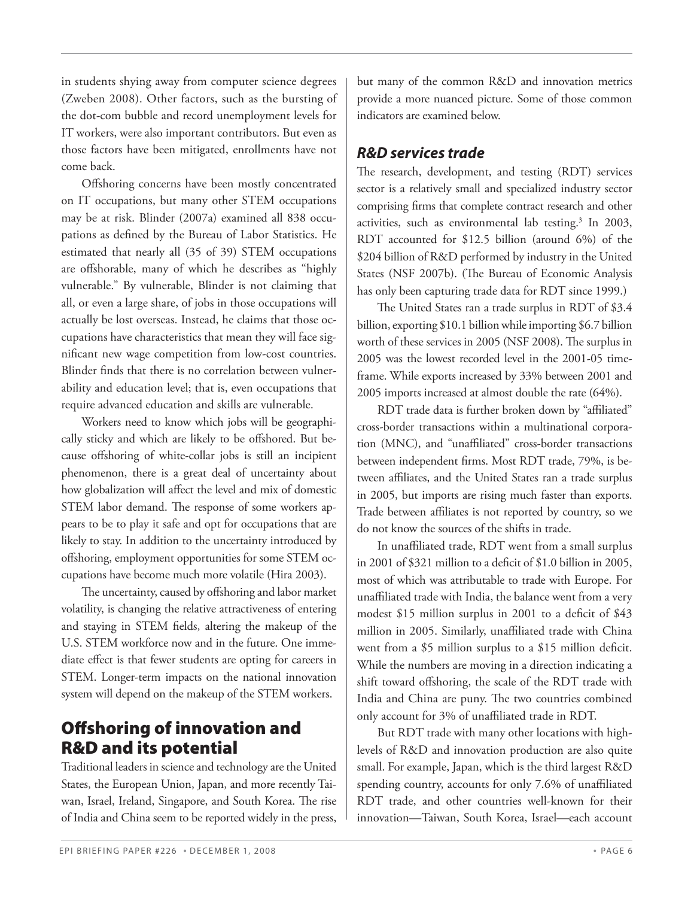in students shying away from computer science degrees (Zweben 2008). Other factors, such as the bursting of the dot-com bubble and record unemployment levels for IT workers, were also important contributors. But even as those factors have been mitigated, enrollments have not come back.

Offshoring concerns have been mostly concentrated on IT occupations, but many other STEM occupations may be at risk. Blinder (2007a) examined all 838 occupations as defined by the Bureau of Labor Statistics. He estimated that nearly all (35 of 39) STEM occupations are offshorable, many of which he describes as "highly vulnerable." By vulnerable, Blinder is not claiming that all, or even a large share, of jobs in those occupations will actually be lost overseas. Instead, he claims that those occupations have characteristics that mean they will face significant new wage competition from low-cost countries. Blinder finds that there is no correlation between vulnerability and education level; that is, even occupations that require advanced education and skills are vulnerable.

Workers need to know which jobs will be geographically sticky and which are likely to be offshored. But because offshoring of white-collar jobs is still an incipient phenomenon, there is a great deal of uncertainty about how globalization will affect the level and mix of domestic STEM labor demand. The response of some workers appears to be to play it safe and opt for occupations that are likely to stay. In addition to the uncertainty introduced by offshoring, employment opportunities for some STEM occupations have become much more volatile (Hira 2003).

The uncertainty, caused by offshoring and labor market volatility, is changing the relative attractiveness of entering and staying in STEM fields, altering the makeup of the U.S. STEM workforce now and in the future. One immediate effect is that fewer students are opting for careers in STEM. Longer-term impacts on the national innovation system will depend on the makeup of the STEM workers.

## Offshoring of innovation and R&D and its potential

Traditional leaders in science and technology are the United States, the European Union, Japan, and more recently Taiwan, Israel, Ireland, Singapore, and South Korea. The rise of India and China seem to be reported widely in the press, but many of the common R&D and innovation metrics provide a more nuanced picture. Some of those common indicators are examined below.

### *R&D services trade*

The research, development, and testing (RDT) services sector is a relatively small and specialized industry sector comprising firms that complete contract research and other activities, such as environmental lab testing.[3] In 2003, RDT accounted for $12.5 billion (around 6%) of the $204 billion of R&D performed by industry in the United States (NSF 2007b). (The Bureau of Economic Analysis has only been capturing trade data for RDT since 1999.)

The United States ran a trade surplus in RDT of $3.4 billion, exporting $10.1 billion while importing $6.7 billion worth of these services in 2005 (NSF 2008). The surplus in 2005 was the lowest recorded level in the 2001-05 timeframe. While exports increased by 33% between 2001 and 2005 imports increased at almost double the rate (64%).

RDT trade data is further broken down by "affiliated" cross-border transactions within a multinational corporation (MNC), and "unaffiliated" cross-border transactions between independent firms. Most RDT trade, 79%, is between affiliates, and the United States ran a trade surplus in 2005, but imports are rising much faster than exports. Trade between affiliates is not reported by country, so we do not know the sources of the shifts in trade.

In unaffiliated trade, RDT went from a small surplus in 2001 of $321 million to a deficit of $1.0 billion in 2005, most of which was attributable to trade with Europe. For unaffiliated trade with India, the balance went from a very modest $15 million surplus in 2001 to a deficit of $43 million in 2005. Similarly, unaffiliated trade with China went from a $5 million surplus to a $15 million deficit. While the numbers are moving in a direction indicating a shift toward offshoring, the scale of the RDT trade with India and China are puny. The two countries combined only account for 3% of unaffiliated trade in RDT.

But RDT trade with many other locations with high-levels of R&D and innovation production are also quite small. For example, Japan, which is the third largest R&D spending country, accounts for only 7.6% of unaffiliated RDT trade, and other countries well-known for their innovation—Taiwan, South Korea, Israel—each account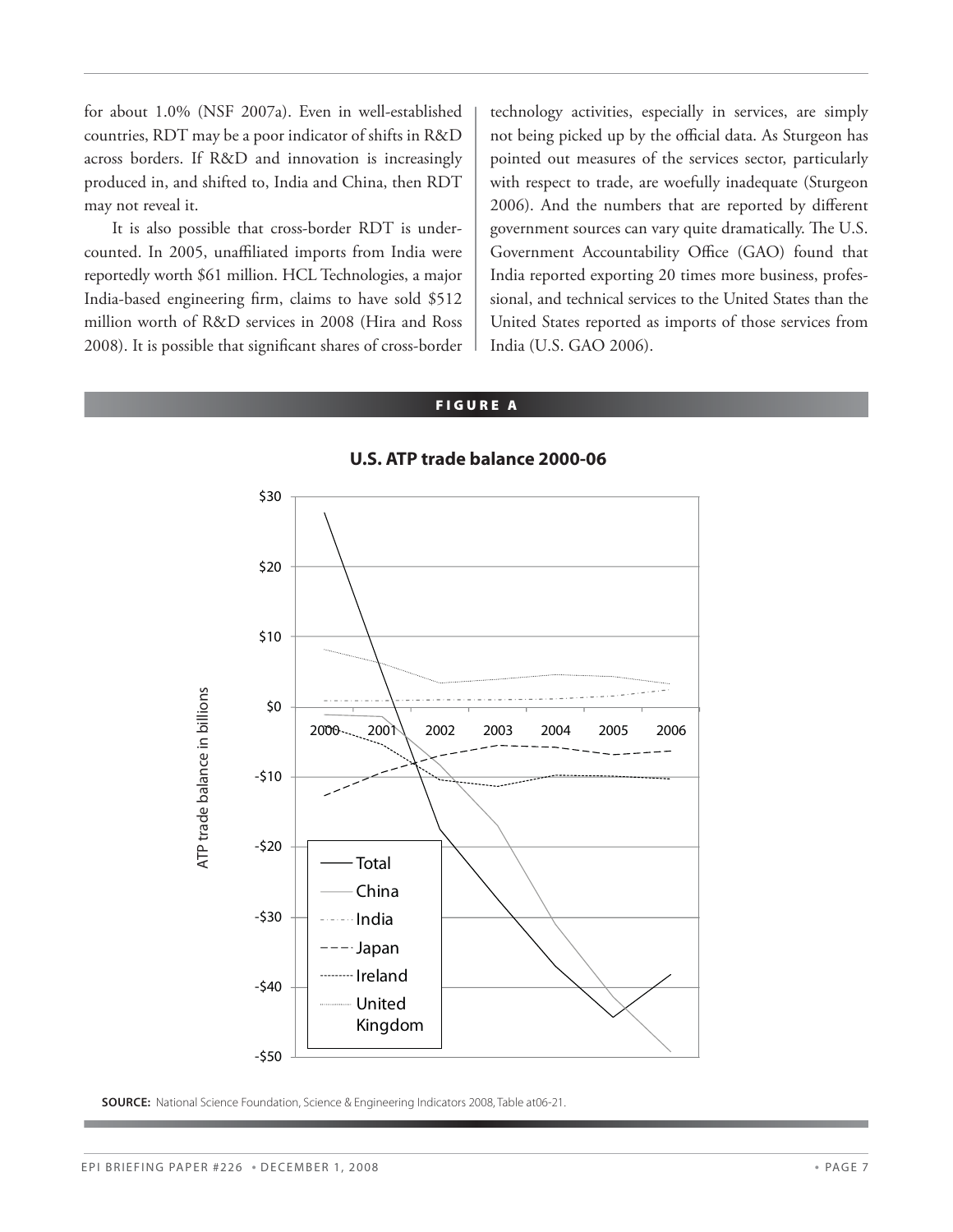for about 1.0% (NSF 2007a). Even in well-established countries, RDT may be a poor indicator of shifts in R&D across borders. If R&D and innovation is increasingly produced in, and shifted to, India and China, then RDT may not reveal it.

It is also possible that cross-border RDT is undercounted. In 2005, unaffiliated imports from India were reportedly worth $61 million. HCL Technologies, a major India-based engineering firm, claims to have sold $512 million worth of R&D services in 2008 (Hira and Ross 2008). It is possible that significant shares of cross-border technology activities, especially in services, are simply not being picked up by the official data. As Sturgeon has pointed out measures of the services sector, particularly with respect to trade, are woefully inadequate (Sturgeon 2006). And the numbers that are reported by different government sources can vary quite dramatically. The U.S. Government Accountability Office (GAO) found that India reported exporting 20 times more business, professional, and technical services to the United States than the United States reported as imports of those services from India (U.S. GAO 2006).

**FIGURE A**

**U.S. ATP trade balance 2000-06**

**SOURCE:** National Science Foundation, Science & Engineering Indicators 2008, Table at06-21.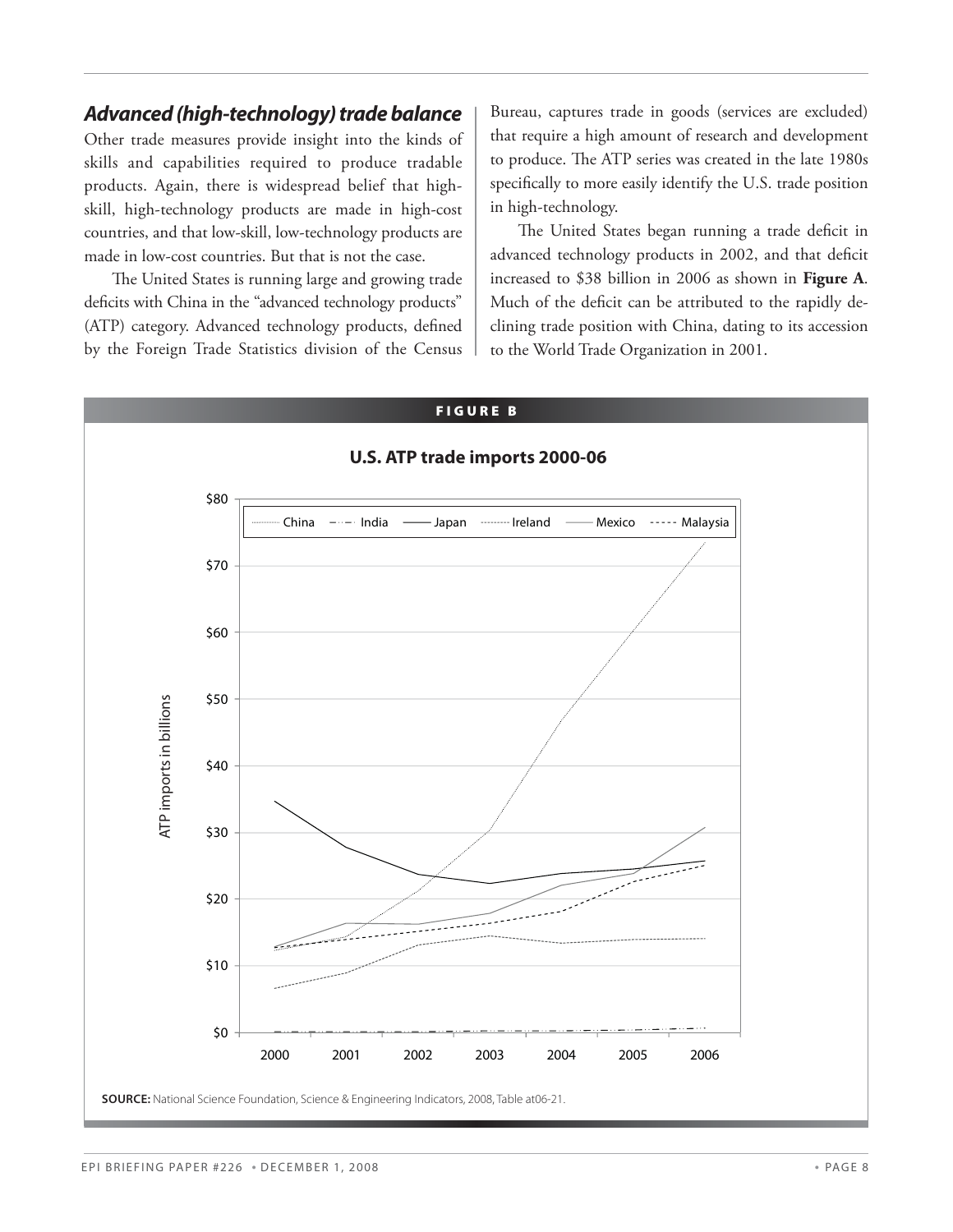## *Advanced (high-technology) trade balance*

Other trade measures provide insight into the kinds of skills and capabilities required to produce tradable products. Again, there is widespread belief that high-skill, high-technology products are made in high-cost countries, and that low-skill, low-technology products are made in low-cost countries. But that is not the case.

The United States is running large and growing trade deficits with China in the "advanced technology products" (ATP) category. Advanced technology products, defined by the Foreign Trade Statistics division of the Census Bureau, captures trade in goods (services are excluded) that require a high amount of research and development to produce. The ATP series was created in the late 1980s specifically to more easily identify the U.S. trade position in high-technology.

The United States began running a trade deficit in advanced technology products in 2002, and that deficit increased to $38 billion in 2006 as shown in **Figure A**. Much of the deficit can be attributed to the rapidly declining trade position with China, dating to its accession to the World Trade Organization in 2001.

**FIGURE B**

**U.S. ATP trade imports 2000-06**

China · India · Japan · Ireland · Mexico · Malaysia

ATP imports in billions ($0–$80), 2000–2006

**SOURCE:** National Science Foundation, Science & Engineering Indicators, 2008, Table at06-21.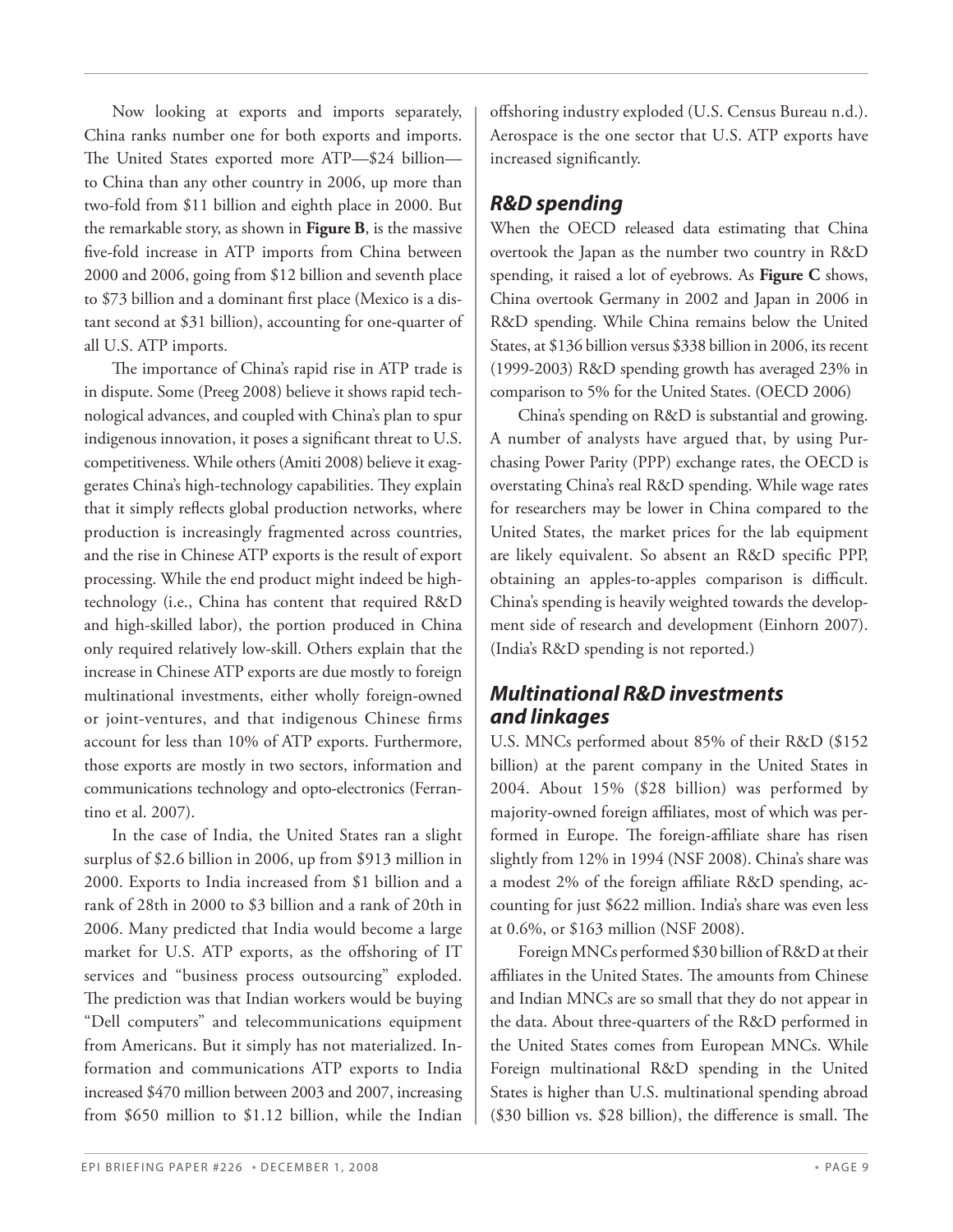Now looking at exports and imports separately, China ranks number one for both exports and imports. The United States exported more ATP—$24 billion—to China than any other country in 2006, up more than two-fold from $11 billion and eighth place in 2000. But the remarkable story, as shown in **Figure B**, is the massive five-fold increase in ATP imports from China between 2000 and 2006, going from $12 billion and seventh place to $73 billion and a dominant first place (Mexico is a distant second at $31 billion), accounting for one-quarter of all U.S. ATP imports.

The importance of China's rapid rise in ATP trade is in dispute. Some (Preeg 2008) believe it shows rapid technological advances, and coupled with China's plan to spur indigenous innovation, it poses a significant threat to U.S. competitiveness. While others (Amiti 2008) believe it exaggerates China's high-technology capabilities. They explain that it simply reflects global production networks, where production is increasingly fragmented across countries, and the rise in Chinese ATP exports is the result of export processing. While the end product might indeed be high-technology (i.e., China has content that required R&D and high-skilled labor), the portion produced in China only required relatively low-skill. Others explain that the increase in Chinese ATP exports are due mostly to foreign multinational investments, either wholly foreign-owned or joint-ventures, and that indigenous Chinese firms account for less than 10% of ATP exports. Furthermore, those exports are mostly in two sectors, information and communications technology and opto-electronics (Ferrantino et al. 2007).

In the case of India, the United States ran a slight surplus of $2.6 billion in 2006, up from $913 million in 2000. Exports to India increased from $1 billion and a rank of 28th in 2000 to $3 billion and a rank of 20th in 2006. Many predicted that India would become a large market for U.S. ATP exports, as the offshoring of IT services and "business process outsourcing" exploded. The prediction was that Indian workers would be buying "Dell computers" and telecommunications equipment from Americans. But it simply has not materialized. Information and communications ATP exports to India increased $470 million between 2003 and 2007, increasing from $650 million to $1.12 billion, while the Indian offshoring industry exploded (U.S. Census Bureau n.d.). Aerospace is the one sector that U.S. ATP exports have increased significantly.

## R&D spending

When the OECD released data estimating that China overtook the Japan as the number two country in R&D spending, it raised a lot of eyebrows. As **Figure C** shows, China overtook Germany in 2002 and Japan in 2006 in R&D spending. While China remains below the United States, at $136 billion versus $338 billion in 2006, its recent (1999-2003) R&D spending growth has averaged 23% in comparison to 5% for the United States. (OECD 2006)

China's spending on R&D is substantial and growing. A number of analysts have argued that, by using Purchasing Power Parity (PPP) exchange rates, the OECD is overstating China's real R&D spending. While wage rates for researchers may be lower in China compared to the United States, the market prices for the lab equipment are likely equivalent. So absent an R&D specific PPP, obtaining an apples-to-apples comparison is difficult. China's spending is heavily weighted towards the development side of research and development (Einhorn 2007). (India's R&D spending is not reported.)

## Multinational R&D investments and linkages

U.S. MNCs performed about 85% of their R&D ($152 billion) at the parent company in the United States in 2004. About 15% ($28 billion) was performed by majority-owned foreign affiliates, most of which was performed in Europe. The foreign-affiliate share has risen slightly from 12% in 1994 (NSF 2008). China's share was a modest 2% of the foreign affiliate R&D spending, accounting for just $622 million. India's share was even less at 0.6%, or $163 million (NSF 2008).

Foreign MNCs performed $30 billion of R&D at their affiliates in the United States. The amounts from Chinese and Indian MNCs are so small that they do not appear in the data. About three-quarters of the R&D performed in the United States comes from European MNCs. While Foreign multinational R&D spending in the United States is higher than U.S. multinational spending abroad ($30 billion vs. $28 billion), the difference is small. The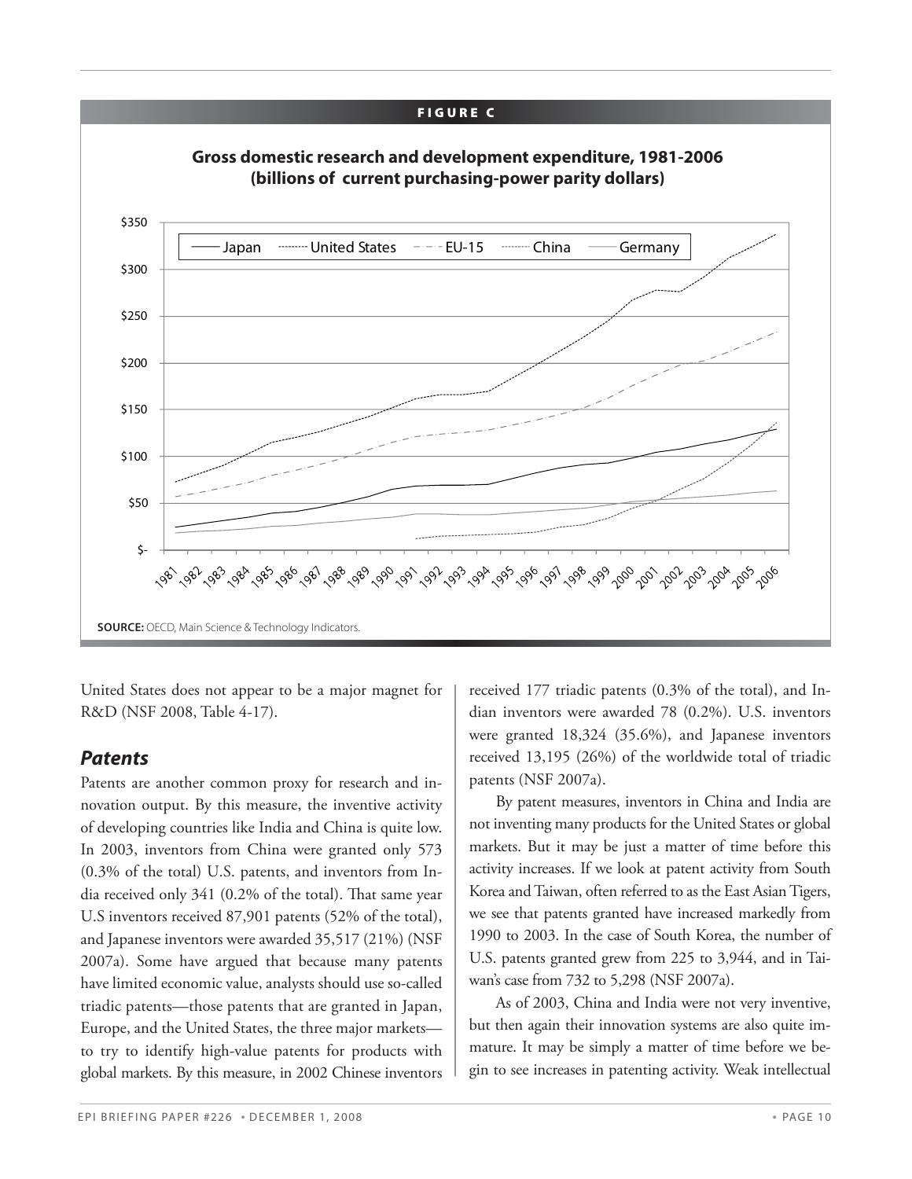**FIGURE C**

**Gross domestic research and development expenditure, 1981-2006 (billions of current purchasing-power parity dollars)**

**SOURCE:** OECD, Main Science & Technology Indicators.

United States does not appear to be a major magnet for R&D (NSF 2008, Table 4-17).

## *Patents*

Patents are another common proxy for research and innovation output. By this measure, the inventive activity of developing countries like India and China is quite low. In 2003, inventors from China were granted only 573 (0.3% of the total) U.S. patents, and inventors from India received only 341 (0.2% of the total). That same year U.S inventors received 87,901 patents (52% of the total), and Japanese inventors were awarded 35,517 (21%) (NSF 2007a). Some have argued that because many patents have limited economic value, analysts should use so-called triadic patents—those patents that are granted in Japan, Europe, and the United States, the three major markets—to try to identify high-value patents for products with global markets. By this measure, in 2002 Chinese inventors received 177 triadic patents (0.3% of the total), and Indian inventors were awarded 78 (0.2%). U.S. inventors were granted 18,324 (35.6%), and Japanese inventors received 13,195 (26%) of the worldwide total of triadic patents (NSF 2007a).

By patent measures, inventors in China and India are not inventing many products for the United States or global markets. But it may be just a matter of time before this activity increases. If we look at patent activity from South Korea and Taiwan, often referred to as the East Asian Tigers, we see that patents granted have increased markedly from 1990 to 2003. In the case of South Korea, the number of U.S. patents granted grew from 225 to 3,944, and in Taiwan's case from 732 to 5,298 (NSF 2007a).

As of 2003, China and India were not very inventive, but then again their innovation systems are also quite immature. It may be simply a matter of time before we begin to see increases in patenting activity. Weak intellectual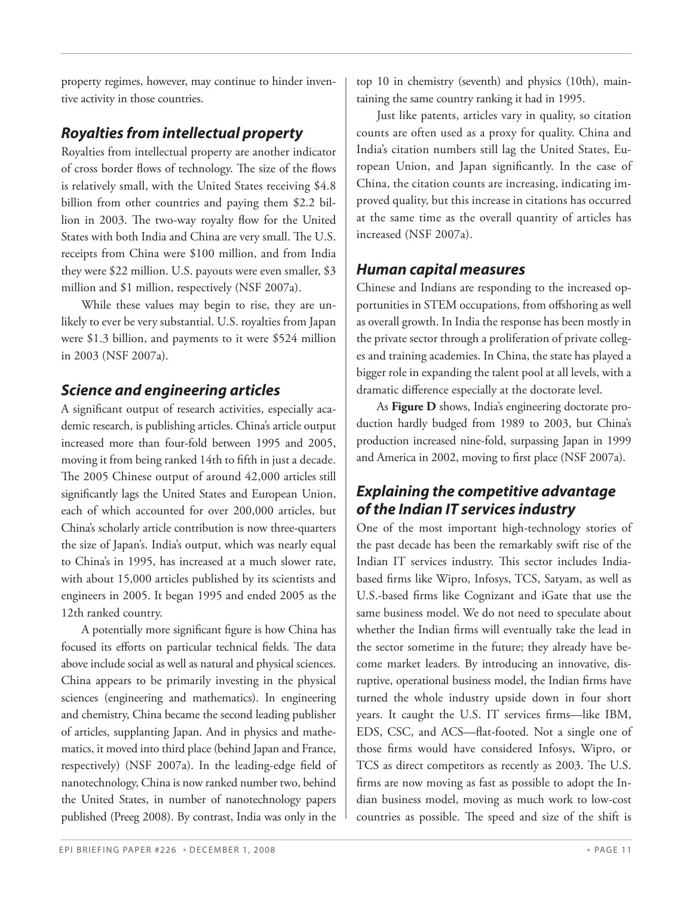property regimes, however, may continue to hinder inventive activity in those countries.

## *Royalties from intellectual property*

Royalties from intellectual property are another indicator of cross border flows of technology. The size of the flows is relatively small, with the United States receiving $4.8 billion from other countries and paying them $2.2 billion in 2003. The two-way royalty flow for the United States with both India and China are very small. The U.S. receipts from China were $100 million, and from India they were $22 million. U.S. payouts were even smaller, $3 million and $1 million, respectively (NSF 2007a).

While these values may begin to rise, they are unlikely to ever be very substantial. U.S. royalties from Japan were $1.3 billion, and payments to it were $524 million in 2003 (NSF 2007a).

## *Science and engineering articles*

A significant output of research activities, especially academic research, is publishing articles. China's article output increased more than four-fold between 1995 and 2005, moving it from being ranked 14th to fifth in just a decade. The 2005 Chinese output of around 42,000 articles still significantly lags the United States and European Union, each of which accounted for over 200,000 articles, but China's scholarly article contribution is now three-quarters the size of Japan's. India's output, which was nearly equal to China's in 1995, has increased at a much slower rate, with about 15,000 articles published by its scientists and engineers in 2005. It began 1995 and ended 2005 as the 12th ranked country.

A potentially more significant figure is how China has focused its efforts on particular technical fields. The data above include social as well as natural and physical sciences. China appears to be primarily investing in the physical sciences (engineering and mathematics). In engineering and chemistry, China became the second leading publisher of articles, supplanting Japan. And in physics and mathematics, it moved into third place (behind Japan and France, respectively) (NSF 2007a). In the leading-edge field of nanotechnology, China is now ranked number two, behind the United States, in number of nanotechnology papers published (Preeg 2008). By contrast, India was only in the top 10 in chemistry (seventh) and physics (10th), maintaining the same country ranking it had in 1995.

Just like patents, articles vary in quality, so citation counts are often used as a proxy for quality. China and India's citation numbers still lag the United States, European Union, and Japan significantly. In the case of China, the citation counts are increasing, indicating improved quality, but this increase in citations has occurred at the same time as the overall quantity of articles has increased (NSF 2007a).

## *Human capital measures*

Chinese and Indians are responding to the increased opportunities in STEM occupations, from offshoring as well as overall growth. In India the response has been mostly in the private sector through a proliferation of private colleges and training academies. In China, the state has played a bigger role in expanding the talent pool at all levels, with a dramatic difference especially at the doctorate level.

As **Figure D** shows, India's engineering doctorate production hardly budged from 1989 to 2003, but China's production increased nine-fold, surpassing Japan in 1999 and America in 2002, moving to first place (NSF 2007a).

## *Explaining the competitive advantage of the Indian IT services industry*

One of the most important high-technology stories of the past decade has been the remarkably swift rise of the Indian IT services industry. This sector includes India-based firms like Wipro, Infosys, TCS, Satyam, as well as U.S.-based firms like Cognizant and iGate that use the same business model. We do not need to speculate about whether the Indian firms will eventually take the lead in the sector sometime in the future; they already have become market leaders. By introducing an innovative, disruptive, operational business model, the Indian firms have turned the whole industry upside down in four short years. It caught the U.S. IT services firms—like IBM, EDS, CSC, and ACS—flat-footed. Not a single one of those firms would have considered Infosys, Wipro, or TCS as direct competitors as recently as 2003. The U.S. firms are now moving as fast as possible to adopt the Indian business model, moving as much work to low-cost countries as possible. The speed and size of the shift is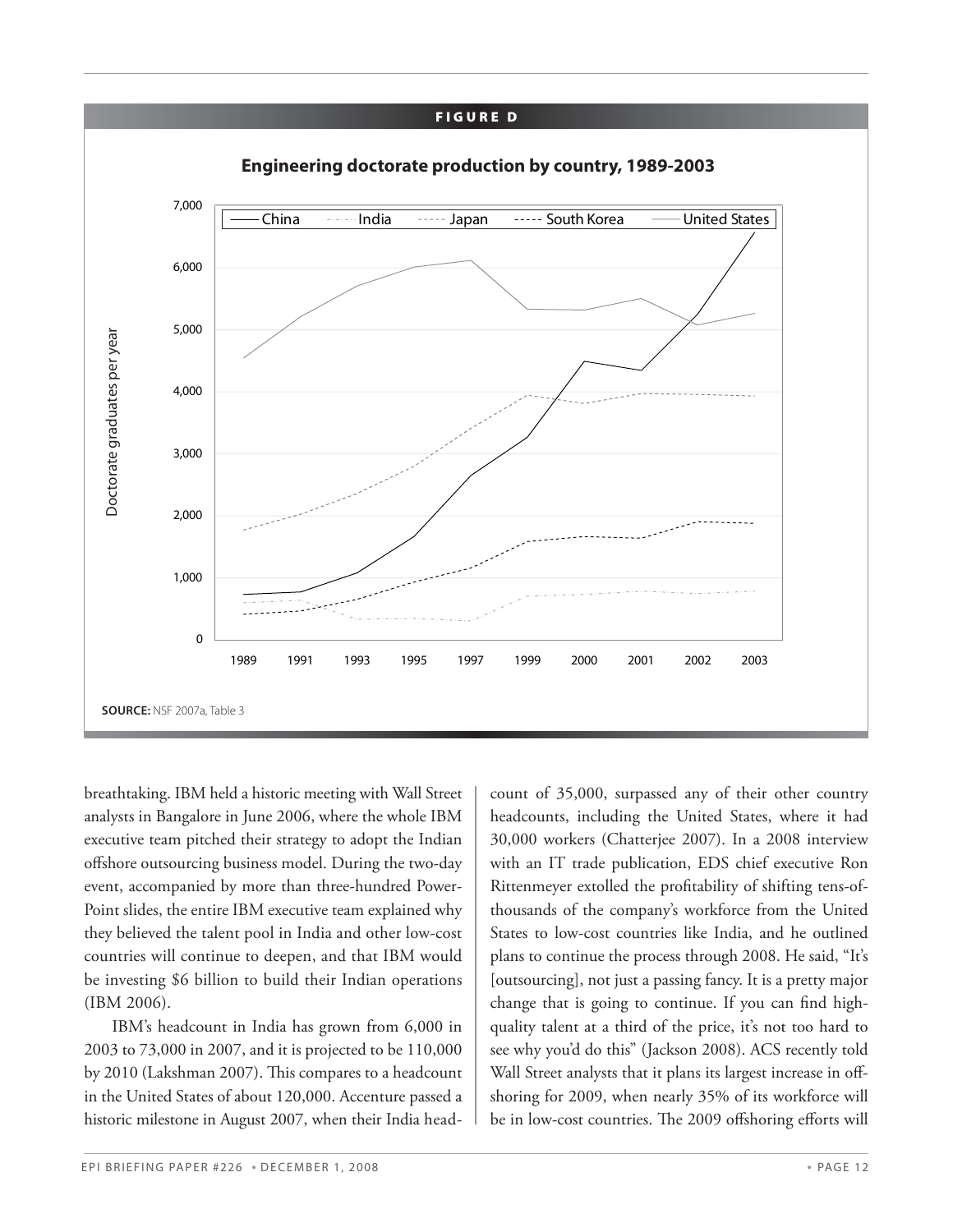**FIGURE D**

**Engineering doctorate production by country, 1989-2003**

**SOURCE:** NSF 2007a, Table 3

breathtaking. IBM held a historic meeting with Wall Street analysts in Bangalore in June 2006, where the whole IBM executive team pitched their strategy to adopt the Indian offshore outsourcing business model. During the two-day event, accompanied by more than three-hundred PowerPoint slides, the entire IBM executive team explained why they believed the talent pool in India and other low-cost countries will continue to deepen, and that IBM would be investing $6 billion to build their Indian operations (IBM 2006).

IBM's headcount in India has grown from 6,000 in 2003 to 73,000 in 2007, and it is projected to be 110,000 by 2010 (Lakshman 2007). This compares to a headcount in the United States of about 120,000. Accenture passed a historic milestone in August 2007, when their India headcount of 35,000, surpassed any of their other country headcounts, including the United States, where it had 30,000 workers (Chatterjee 2007). In a 2008 interview with an IT trade publication, EDS chief executive Ron Rittenmeyer extolled the profitability of shifting tens-of-thousands of the company's workforce from the United States to low-cost countries like India, and he outlined plans to continue the process through 2008. He said, "It's [outsourcing], not just a passing fancy. It is a pretty major change that is going to continue. If you can find high-quality talent at a third of the price, it's not too hard to see why you'd do this" (Jackson 2008). ACS recently told Wall Street analysts that it plans its largest increase in offshoring for 2009, when nearly 35% of its workforce will be in low-cost countries. The 2009 offshoring efforts will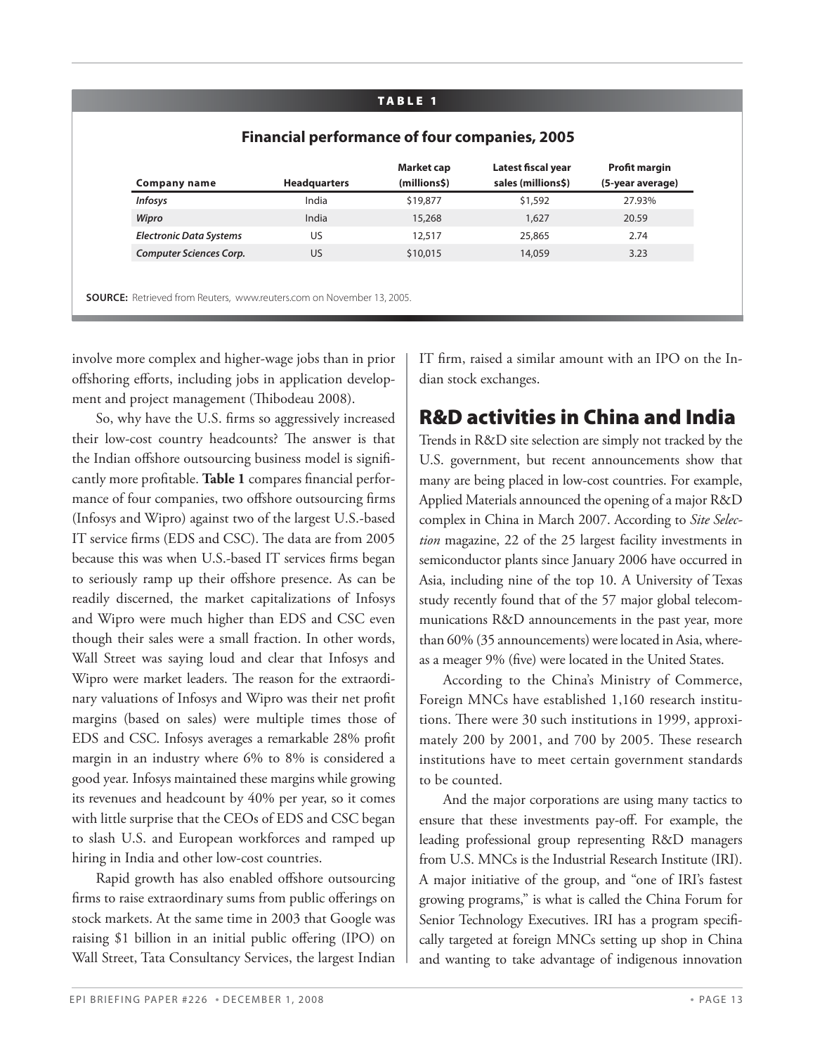**TABLE 1**

**Financial performance of four companies, 2005**

| Company name | Headquarters | Market cap (millions$) | Latest fiscal year sales (millions$) | Profit margin (5-year average) |
|---|---|---|---|---|
| *Infosys* | India | $19,877 | $1,592 | 27.93% |
| *Wipro* | India | 15,268 | 1,627 | 20.59 |
| *Electronic Data Systems* | US | 12,517 | 25,865 | 2.74 |
| *Computer Sciences Corp.* | US | $10,015 | 14,059 | 3.23 |

**SOURCE:** Retrieved from Reuters, www.reuters.com on November 13, 2005.

involve more complex and higher-wage jobs than in prior offshoring efforts, including jobs in application development and project management (Thibodeau 2008).

So, why have the U.S. firms so aggressively increased their low-cost country headcounts? The answer is that the Indian offshore outsourcing business model is significantly more profitable. **Table 1** compares financial performance of four companies, two offshore outsourcing firms (Infosys and Wipro) against two of the largest U.S.-based IT service firms (EDS and CSC). The data are from 2005 because this was when U.S.-based IT services firms began to seriously ramp up their offshore presence. As can be readily discerned, the market capitalizations of Infosys and Wipro were much higher than EDS and CSC even though their sales were a small fraction. In other words, Wall Street was saying loud and clear that Infosys and Wipro were market leaders. The reason for the extraordinary valuations of Infosys and Wipro was their net profit margins (based on sales) were multiple times those of EDS and CSC. Infosys averages a remarkable 28% profit margin in an industry where 6% to 8% is considered a good year. Infosys maintained these margins while growing its revenues and headcount by 40% per year, so it comes with little surprise that the CEOs of EDS and CSC began to slash U.S. and European workforces and ramped up hiring in India and other low-cost countries.

Rapid growth has also enabled offshore outsourcing firms to raise extraordinary sums from public offerings on stock markets. At the same time in 2003 that Google was raising $1 billion in an initial public offering (IPO) on Wall Street, Tata Consultancy Services, the largest Indian IT firm, raised a similar amount with an IPO on the Indian stock exchanges.

## R&D activities in China and India

Trends in R&D site selection are simply not tracked by the U.S. government, but recent announcements show that many are being placed in low-cost countries. For example, Applied Materials announced the opening of a major R&D complex in China in March 2007. According to *Site Selection* magazine, 22 of the 25 largest facility investments in semiconductor plants since January 2006 have occurred in Asia, including nine of the top 10. A University of Texas study recently found that of the 57 major global telecommunications R&D announcements in the past year, more than 60% (35 announcements) were located in Asia, whereas a meager 9% (five) were located in the United States.

According to the China's Ministry of Commerce, Foreign MNCs have established 1,160 research institutions. There were 30 such institutions in 1999, approximately 200 by 2001, and 700 by 2005. These research institutions have to meet certain government standards to be counted.

And the major corporations are using many tactics to ensure that these investments pay-off. For example, the leading professional group representing R&D managers from U.S. MNCs is the Industrial Research Institute (IRI). A major initiative of the group, and "one of IRI's fastest growing programs," is what is called the China Forum for Senior Technology Executives. IRI has a program specifically targeted at foreign MNCs setting up shop in China and wanting to take advantage of indigenous innovation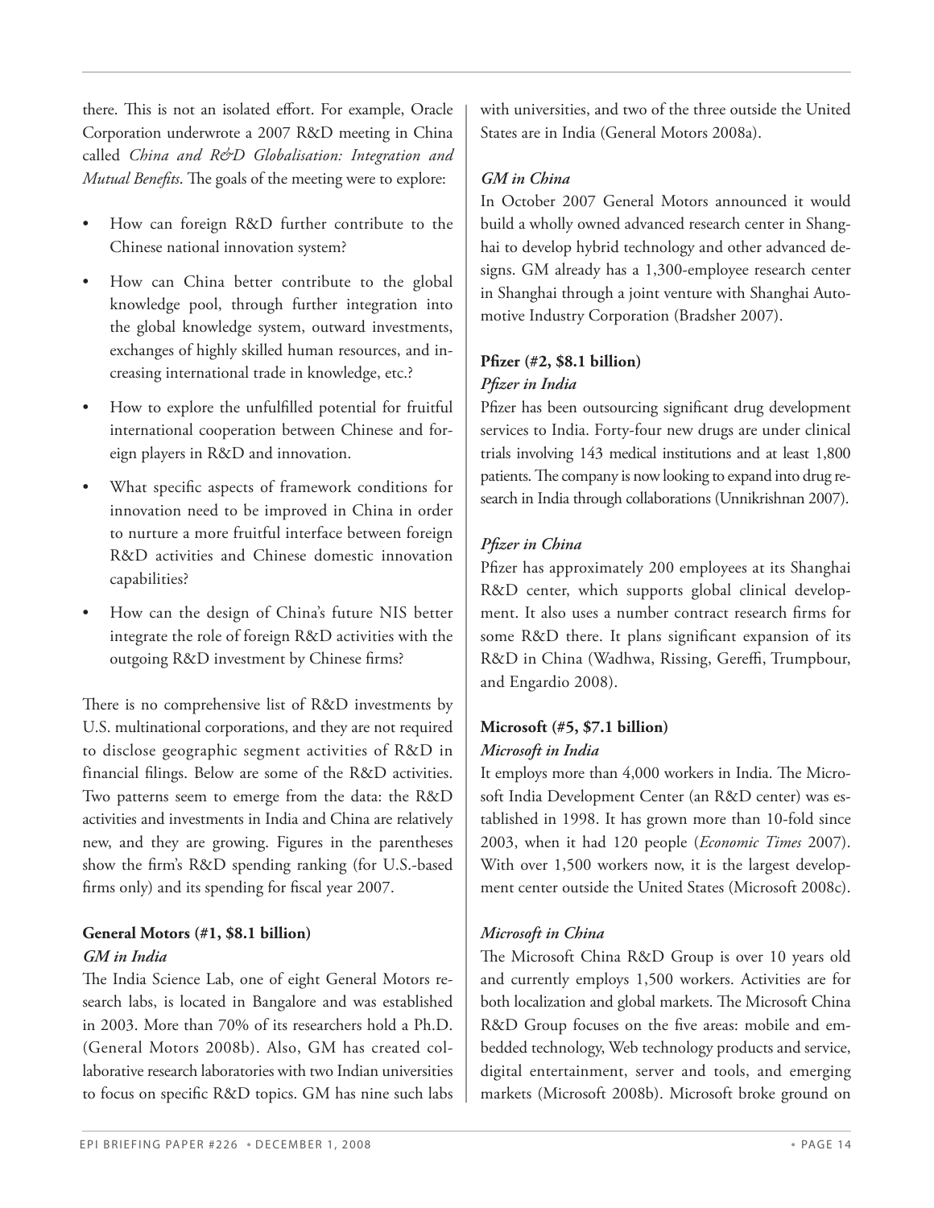there. This is not an isolated effort. For example, Oracle Corporation underwrote a 2007 R&D meeting in China called *China and R&D Globalisation: Integration and Mutual Benefits*. The goals of the meeting were to explore:

- How can foreign R&D further contribute to the Chinese national innovation system?
- How can China better contribute to the global knowledge pool, through further integration into the global knowledge system, outward investments, exchanges of highly skilled human resources, and increasing international trade in knowledge, etc.?
- How to explore the unfulfilled potential for fruitful international cooperation between Chinese and foreign players in R&D and innovation.
- What specific aspects of framework conditions for innovation need to be improved in China in order to nurture a more fruitful interface between foreign R&D activities and Chinese domestic innovation capabilities?
- How can the design of China's future NIS better integrate the role of foreign R&D activities with the outgoing R&D investment by Chinese firms?

There is no comprehensive list of R&D investments by U.S. multinational corporations, and they are not required to disclose geographic segment activities of R&D in financial filings. Below are some of the R&D activities. Two patterns seem to emerge from the data: the R&D activities and investments in India and China are relatively new, and they are growing. Figures in the parentheses show the firm's R&D spending ranking (for U.S.-based firms only) and its spending for fiscal year 2007.

**General Motors (#1, $8.1 billion)**

***GM in India***

The India Science Lab, one of eight General Motors research labs, is located in Bangalore and was established in 2003. More than 70% of its researchers hold a Ph.D. (General Motors 2008b). Also, GM has created collaborative research laboratories with two Indian universities to focus on specific R&D topics. GM has nine such labs with universities, and two of the three outside the United States are in India (General Motors 2008a).

***GM in China***

In October 2007 General Motors announced it would build a wholly owned advanced research center in Shanghai to develop hybrid technology and other advanced designs. GM already has a 1,300-employee research center in Shanghai through a joint venture with Shanghai Automotive Industry Corporation (Bradsher 2007).

**Pfizer (#2, $8.1 billion)**

***Pfizer in India***

Pfizer has been outsourcing significant drug development services to India. Forty-four new drugs are under clinical trials involving 143 medical institutions and at least 1,800 patients. The company is now looking to expand into drug research in India through collaborations (Unnikrishnan 2007).

***Pfizer in China***

Pfizer has approximately 200 employees at its Shanghai R&D center, which supports global clinical development. It also uses a number contract research firms for some R&D there. It plans significant expansion of its R&D in China (Wadhwa, Rissing, Gereffi, Trumpbour, and Engardio 2008).

**Microsoft (#5, $7.1 billion)**

***Microsoft in India***

It employs more than 4,000 workers in India. The Microsoft India Development Center (an R&D center) was established in 1998. It has grown more than 10-fold since 2003, when it had 120 people (*Economic Times* 2007). With over 1,500 workers now, it is the largest development center outside the United States (Microsoft 2008c).

***Microsoft in China***

The Microsoft China R&D Group is over 10 years old and currently employs 1,500 workers. Activities are for both localization and global markets. The Microsoft China R&D Group focuses on the five areas: mobile and embedded technology, Web technology products and service, digital entertainment, server and tools, and emerging markets (Microsoft 2008b). Microsoft broke ground on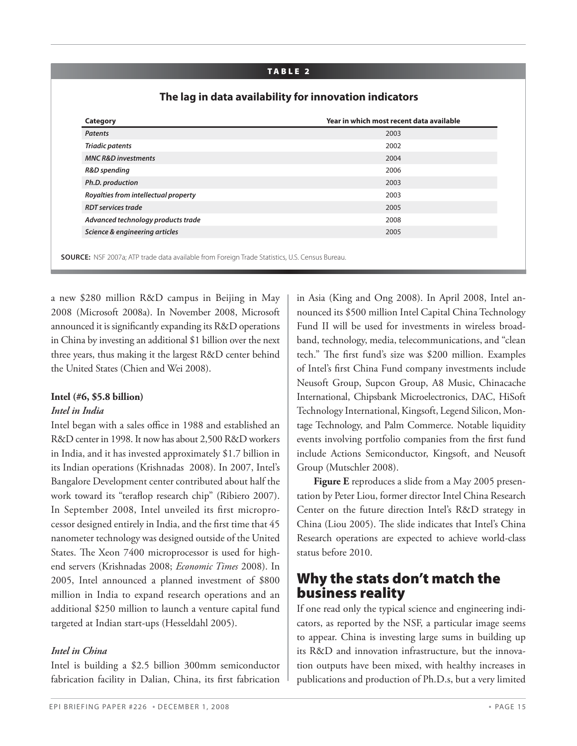**TABLE 2**

**The lag in data availability for innovation indicators**

| Category | Year in which most recent data available |
|---|---|
| *Patents* | 2003 |
| *Triadic patents* | 2002 |
| *MNC R&D investments* | 2004 |
| *R&D spending* | 2006 |
| *Ph.D. production* | 2003 |
| *Royalties from intellectual property* | 2003 |
| *RDT services trade* | 2005 |
| *Advanced technology products trade* | 2008 |
| *Science & engineering articles* | 2005 |

**SOURCE:** NSF 2007a; ATP trade data available from Foreign Trade Statistics, U.S. Census Bureau.

a new $280 million R&D campus in Beijing in May 2008 (Microsoft 2008a). In November 2008, Microsoft announced it is significantly expanding its R&D operations in China by investing an additional $1 billion over the next three years, thus making it the largest R&D center behind the United States (Chien and Wei 2008).

**Intel (#6, $5.8 billion)**

*Intel in India*

Intel began with a sales office in 1988 and established an R&D center in 1998. It now has about 2,500 R&D workers in India, and it has invested approximately $1.7 billion in its Indian operations (Krishnadas 2008). In 2007, Intel's Bangalore Development center contributed about half the work toward its "teraflop research chip" (Ribiero 2007). In September 2008, Intel unveiled its first microprocessor designed entirely in India, and the first time that 45 nanometer technology was designed outside of the United States. The Xeon 7400 microprocessor is used for high-end servers (Krishnadas 2008; *Economic Times* 2008). In 2005, Intel announced a planned investment of $800 million in India to expand research operations and an additional $250 million to launch a venture capital fund targeted at Indian start-ups (Hesseldahl 2005).

*Intel in China*

Intel is building a $2.5 billion 300mm semiconductor fabrication facility in Dalian, China, its first fabrication in Asia (King and Ong 2008). In April 2008, Intel announced its $500 million Intel Capital China Technology Fund II will be used for investments in wireless broadband, technology, media, telecommunications, and "clean tech." The first fund's size was $200 million. Examples of Intel's first China Fund company investments include Neusoft Group, Supcon Group, A8 Music, Chinacache International, Chipsbank Microelectronics, DAC, HiSoft Technology International, Kingsoft, Legend Silicon, Montage Technology, and Palm Commerce. Notable liquidity events involving portfolio companies from the first fund include Actions Semiconductor, Kingsoft, and Neusoft Group (Mutschler 2008).

**Figure E** reproduces a slide from a May 2005 presentation by Peter Liou, former director Intel China Research Center on the future direction Intel's R&D strategy in China (Liou 2005). The slide indicates that Intel's China Research operations are expected to achieve world-class status before 2010.

## Why the stats don't match the business reality

If one read only the typical science and engineering indicators, as reported by the NSF, a particular image seems to appear. China is investing large sums in building up its R&D and innovation infrastructure, but the innovation outputs have been mixed, with healthy increases in publications and production of Ph.D.s, but a very limited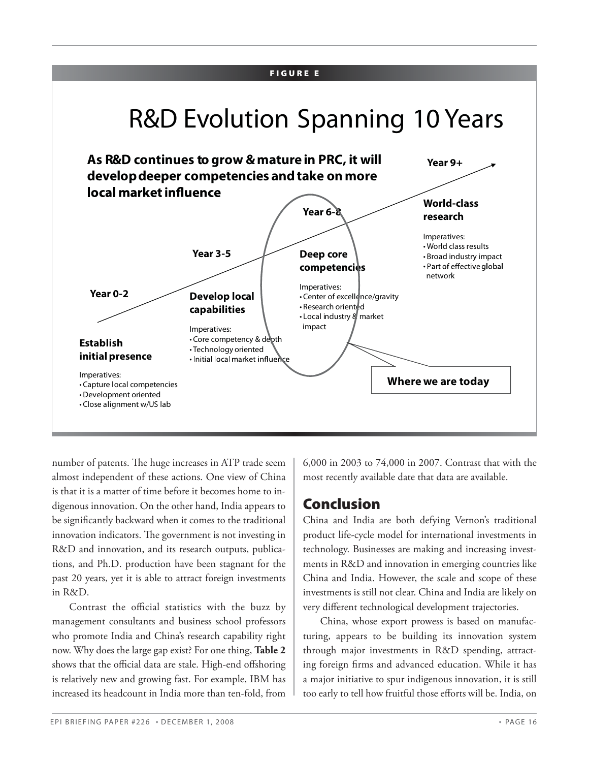**FIGURE E**

# R&D Evolution Spanning 10 Years

**As R&D continues to grow & mature in PRC, it will develop deeper competencies and take on more local market influence**

**Year 0-2**

**Establish initial presence**

Imperatives:
- Capture local competencies
- Development oriented
- Close alignment w/US lab

**Year 3-5**

**Develop local capabilities**

Imperatives:
- Core competency & depth
- Technology oriented
- Initial local market influence

**Year 6-8**

**Deep core competencies**

Imperatives:
- Center of excellence/gravity
- Research oriented
- Local industry & market impact

**Year 9+**

**World-class research**

Imperatives:
- World class results
- Broad industry impact
- Part of effective global network

**Where we are today**

number of patents. The huge increases in ATP trade seem almost independent of these actions. One view of China is that it is a matter of time before it becomes home to indigenous innovation. On the other hand, India appears to be significantly backward when it comes to the traditional innovation indicators. The government is not investing in R&D and innovation, and its research outputs, publications, and Ph.D. production have been stagnant for the past 20 years, yet it is able to attract foreign investments in R&D.

Contrast the official statistics with the buzz by management consultants and business school professors who promote India and China's research capability right now. Why does the large gap exist? For one thing, **Table 2** shows that the official data are stale. High-end offshoring is relatively new and growing fast. For example, IBM has increased its headcount in India more than ten-fold, from 6,000 in 2003 to 74,000 in 2007. Contrast that with the most recently available date that data are available.

## Conclusion

China and India are both defying Vernon's traditional product life-cycle model for international investments in technology. Businesses are making and increasing investments in R&D and innovation in emerging countries like China and India. However, the scale and scope of these investments is still not clear. China and India are likely on very different technological development trajectories.

China, whose export prowess is based on manufacturing, appears to be building its innovation system through major investments in R&D spending, attracting foreign firms and advanced education. While it has a major initiative to spur indigenous innovation, it is still too early to tell how fruitful those efforts will be. India, on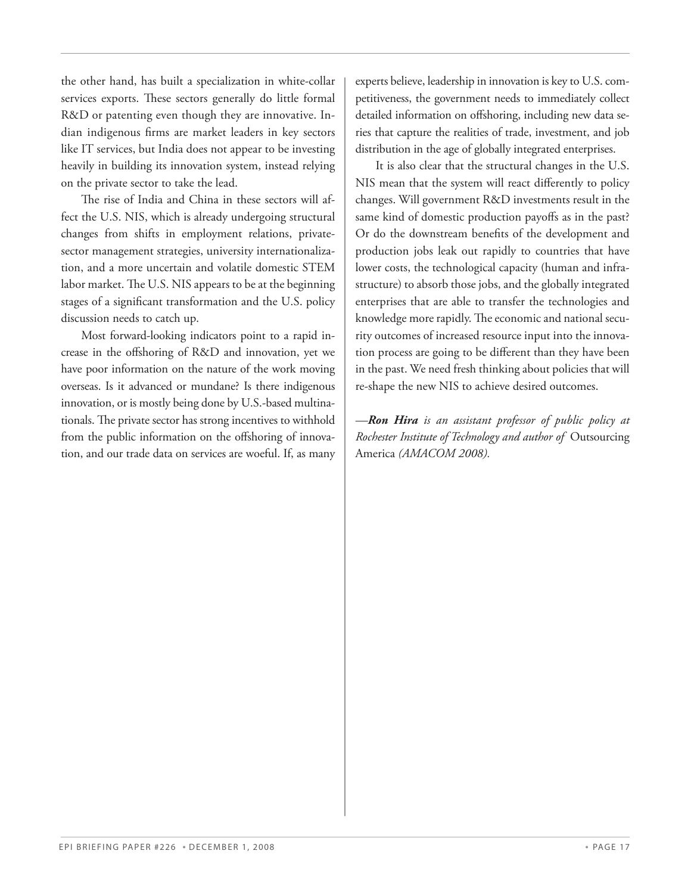the other hand, has built a specialization in white-collar services exports. These sectors generally do little formal R&D or patenting even though they are innovative. Indian indigenous firms are market leaders in key sectors like IT services, but India does not appear to be investing heavily in building its innovation system, instead relying on the private sector to take the lead.

The rise of India and China in these sectors will affect the U.S. NIS, which is already undergoing structural changes from shifts in employment relations, private-sector management strategies, university internationalization, and a more uncertain and volatile domestic STEM labor market. The U.S. NIS appears to be at the beginning stages of a significant transformation and the U.S. policy discussion needs to catch up.

Most forward-looking indicators point to a rapid increase in the offshoring of R&D and innovation, yet we have poor information on the nature of the work moving overseas. Is it advanced or mundane? Is there indigenous innovation, or is mostly being done by U.S.-based multinationals. The private sector has strong incentives to withhold from the public information on the offshoring of innovation, and our trade data on services are woeful. If, as many experts believe, leadership in innovation is key to U.S. competitiveness, the government needs to immediately collect detailed information on offshoring, including new data series that capture the realities of trade, investment, and job distribution in the age of globally integrated enterprises.

It is also clear that the structural changes in the U.S. NIS mean that the system will react differently to policy changes. Will government R&D investments result in the same kind of domestic production payoffs as in the past? Or do the downstream benefits of the development and production jobs leak out rapidly to countries that have lower costs, the technological capacity (human and infrastructure) to absorb those jobs, and the globally integrated enterprises that are able to transfer the technologies and knowledge more rapidly. The economic and national security outcomes of increased resource input into the innovation process are going to be different than they have been in the past. We need fresh thinking about policies that will re-shape the new NIS to achieve desired outcomes.

—***Ron Hira*** *is an assistant professor of public policy at Rochester Institute of Technology and author of* Outsourcing America *(AMACOM 2008).*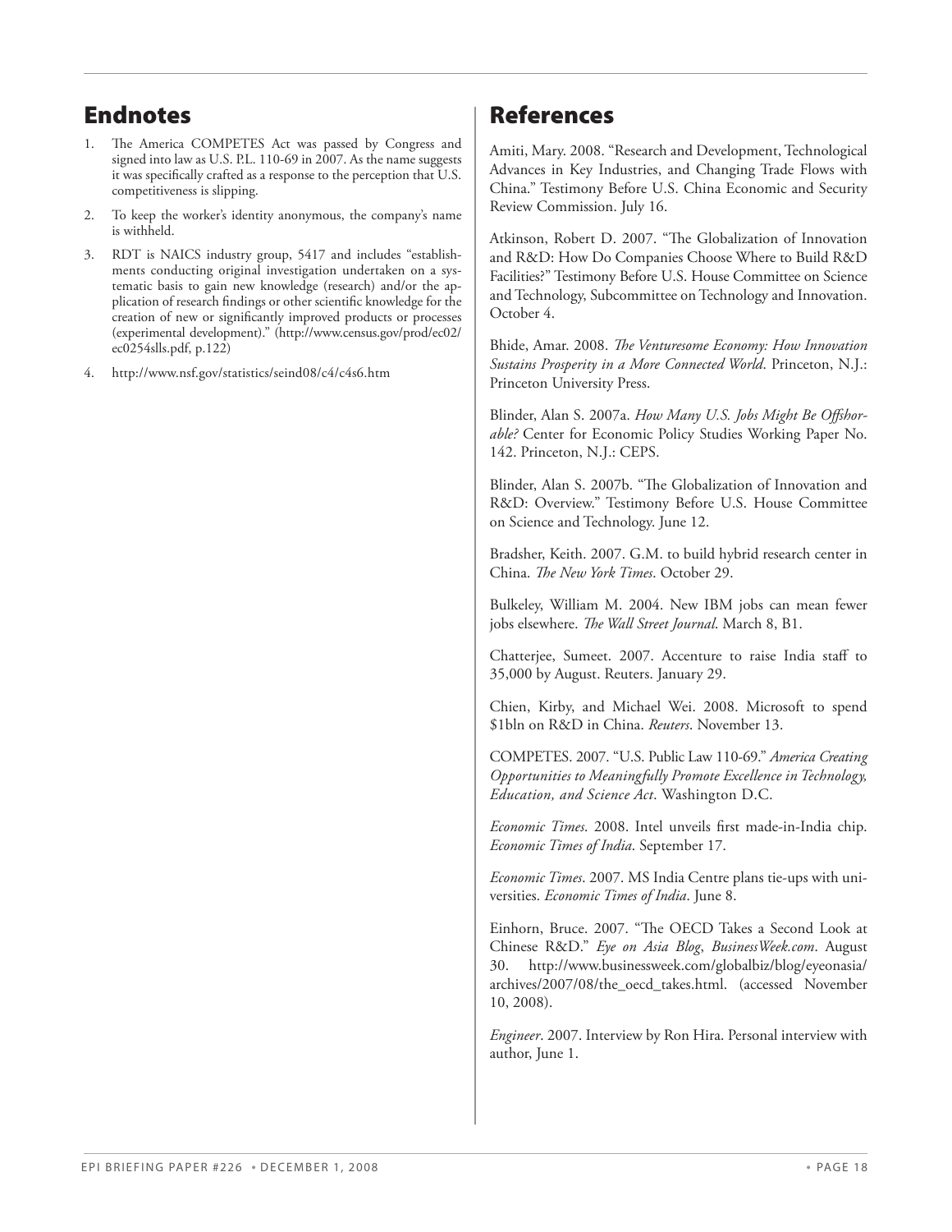## Endnotes

1. The America COMPETES Act was passed by Congress and signed into law as U.S. P.L. 110-69 in 2007. As the name suggests it was specifically crafted as a response to the perception that U.S. competitiveness is slipping.
2. To keep the worker's identity anonymous, the company's name is withheld.
3. RDT is NAICS industry group, 5417 and includes "establishments conducting original investigation undertaken on a systematic basis to gain new knowledge (research) and/or the application of research findings or other scientific knowledge for the creation of new or significantly improved products or processes (experimental development)." (http://www.census.gov/prod/ec02/ec0254slls.pdf, p.122)
4. http://www.nsf.gov/statistics/seind08/c4/c4s6.htm

## References

Amiti, Mary. 2008. "Research and Development, Technological Advances in Key Industries, and Changing Trade Flows with China." Testimony Before U.S. China Economic and Security Review Commission. July 16.

Atkinson, Robert D. 2007. "The Globalization of Innovation and R&D: How Do Companies Choose Where to Build R&D Facilities?" Testimony Before U.S. House Committee on Science and Technology, Subcommittee on Technology and Innovation. October 4.

Bhide, Amar. 2008. *The Venturesome Economy: How Innovation Sustains Prosperity in a More Connected World*. Princeton, N.J.: Princeton University Press.

Blinder, Alan S. 2007a. *How Many U.S. Jobs Might Be Offshorable?* Center for Economic Policy Studies Working Paper No. 142. Princeton, N.J.: CEPS.

Blinder, Alan S. 2007b. "The Globalization of Innovation and R&D: Overview." Testimony Before U.S. House Committee on Science and Technology. June 12.

Bradsher, Keith. 2007. G.M. to build hybrid research center in China. *The New York Times*. October 29.

Bulkeley, William M. 2004. New IBM jobs can mean fewer jobs elsewhere. *The Wall Street Journal*. March 8, B1.

Chatterjee, Sumeet. 2007. Accenture to raise India staff to 35,000 by August. Reuters. January 29.

Chien, Kirby, and Michael Wei. 2008. Microsoft to spend $1bln on R&D in China. *Reuters*. November 13.

COMPETES. 2007. "U.S. Public Law 110-69." *America Creating Opportunities to Meaningfully Promote Excellence in Technology, Education, and Science Act*. Washington D.C.

*Economic Times*. 2008. Intel unveils first made-in-India chip. *Economic Times of India*. September 17.

*Economic Times*. 2007. MS India Centre plans tie-ups with universities. *Economic Times of India*. June 8.

Einhorn, Bruce. 2007. "The OECD Takes a Second Look at Chinese R&D." *Eye on Asia Blog*, *BusinessWeek.com*. August 30. http://www.businessweek.com/globalbiz/blog/eyeonasia/archives/2007/08/the_oecd_takes.html. (accessed November 10, 2008).

*Engineer*. 2007. Interview by Ron Hira. Personal interview with author, June 1.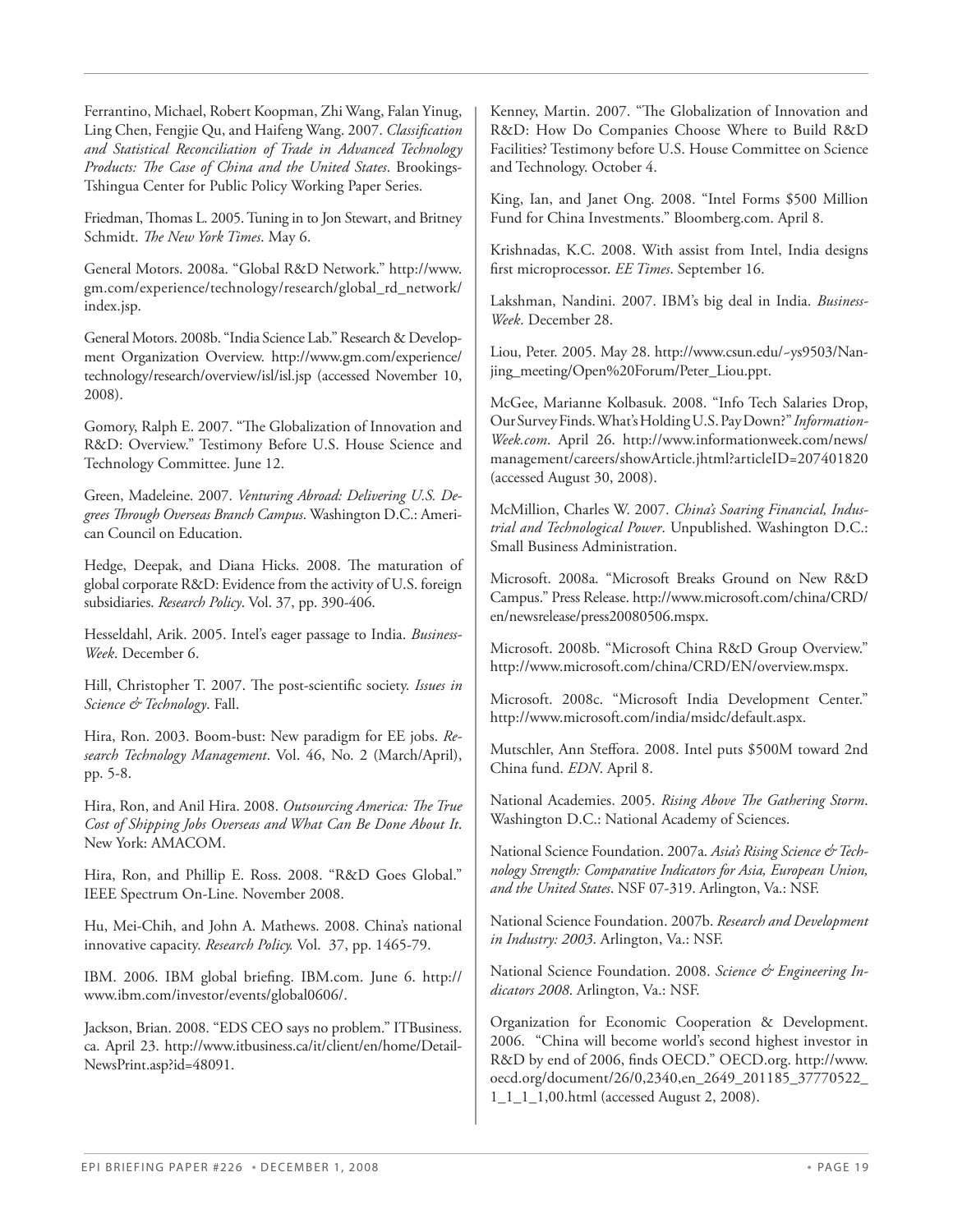Ferrantino, Michael, Robert Koopman, Zhi Wang, Falan Yinug, Ling Chen, Fengjie Qu, and Haifeng Wang. 2007. *Classification and Statistical Reconciliation of Trade in Advanced Technology Products: The Case of China and the United States*. Brookings-Tshingua Center for Public Policy Working Paper Series.

Friedman, Thomas L. 2005. Tuning in to Jon Stewart, and Britney Schmidt. *The New York Times*. May 6.

General Motors. 2008a. "Global R&D Network." http://www.gm.com/experience/technology/research/global_rd_network/index.jsp.

General Motors. 2008b. "India Science Lab." Research & Development Organization Overview. http://www.gm.com/experience/technology/research/overview/isl/isl.jsp (accessed November 10, 2008).

Gomory, Ralph E. 2007. "The Globalization of Innovation and R&D: Overview." Testimony Before U.S. House Science and Technology Committee. June 12.

Green, Madeleine. 2007. *Venturing Abroad: Delivering U.S. Degrees Through Overseas Branch Campus*. Washington D.C.: American Council on Education.

Hedge, Deepak, and Diana Hicks. 2008. The maturation of global corporate R&D: Evidence from the activity of U.S. foreign subsidiaries. *Research Policy*. Vol. 37, pp. 390-406.

Hesseldahl, Arik. 2005. Intel's eager passage to India. *BusinessWeek*. December 6.

Hill, Christopher T. 2007. The post-scientific society. *Issues in Science & Technology*. Fall.

Hira, Ron. 2003. Boom-bust: New paradigm for EE jobs. *Research Technology Management*. Vol. 46, No. 2 (March/April), pp. 5-8.

Hira, Ron, and Anil Hira. 2008. *Outsourcing America: The True Cost of Shipping Jobs Overseas and What Can Be Done About It*. New York: AMACOM.

Hira, Ron, and Phillip E. Ross. 2008. "R&D Goes Global." IEEE Spectrum On-Line. November 2008.

Hu, Mei-Chih, and John A. Mathews. 2008. China's national innovative capacity. *Research Policy.* Vol. 37, pp. 1465-79.

IBM. 2006. IBM global briefing. IBM.com. June 6. http://www.ibm.com/investor/events/global0606/.

Jackson, Brian. 2008. "EDS CEO says no problem." ITBusiness.ca. April 23. http://www.itbusiness.ca/it/client/en/home/DetailNewsPrint.asp?id=48091.

Kenney, Martin. 2007. "The Globalization of Innovation and R&D: How Do Companies Choose Where to Build R&D Facilities? Testimony before U.S. House Committee on Science and Technology. October 4.

King, Ian, and Janet Ong. 2008. "Intel Forms $500 Million Fund for China Investments." Bloomberg.com. April 8.

Krishnadas, K.C. 2008. With assist from Intel, India designs first microprocessor. *EE Times*. September 16.

Lakshman, Nandini. 2007. IBM's big deal in India. *BusinessWeek*. December 28.

Liou, Peter. 2005. May 28. http://www.csun.edu/~ys9503/Nanjing_meeting/Open%20Forum/Peter_Liou.ppt.

McGee, Marianne Kolbasuk. 2008. "Info Tech Salaries Drop, Our Survey Finds. What's Holding U.S. Pay Down?" *InformationWeek.com*. April 26. http://www.informationweek.com/news/management/careers/showArticle.jhtml?articleID=207401820 (accessed August 30, 2008).

McMillion, Charles W. 2007. *China's Soaring Financial, Industrial and Technological Power*. Unpublished. Washington D.C.: Small Business Administration.

Microsoft. 2008a. "Microsoft Breaks Ground on New R&D Campus." Press Release. http://www.microsoft.com/china/CRD/en/newsrelease/press20080506.mspx.

Microsoft. 2008b. "Microsoft China R&D Group Overview." http://www.microsoft.com/china/CRD/EN/overview.mspx.

Microsoft. 2008c. "Microsoft India Development Center." http://www.microsoft.com/india/msidc/default.aspx.

Mutschler, Ann Steffora. 2008. Intel puts $500M toward 2nd China fund. *EDN*. April 8.

National Academies. 2005. *Rising Above The Gathering Storm*. Washington D.C.: National Academy of Sciences.

National Science Foundation. 2007a. *Asia's Rising Science & Technology Strength: Comparative Indicators for Asia, European Union, and the United States*. NSF 07-319. Arlington, Va.: NSF.

National Science Foundation. 2007b. *Research and Development in Industry: 2003*. Arlington, Va.: NSF.

National Science Foundation. 2008. *Science & Engineering Indicators 2008*. Arlington, Va.: NSF.

Organization for Economic Cooperation & Development. 2006. "China will become world's second highest investor in R&D by end of 2006, finds OECD." OECD.org. http://www.oecd.org/document/26/0,2340,en_2649_201185_37770522_1_1_1_1,00.html (accessed August 2, 2008).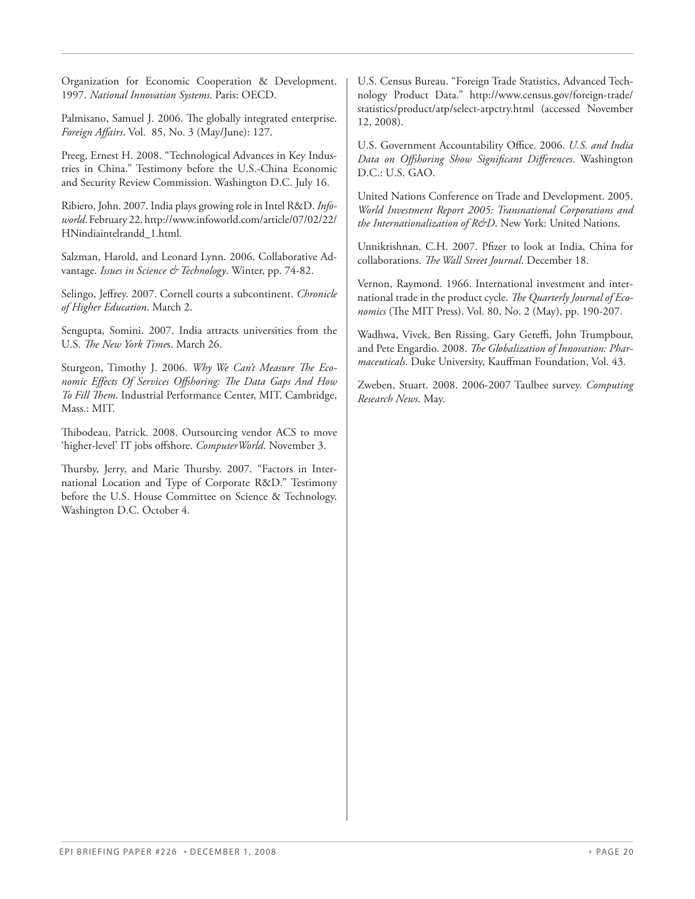Organization for Economic Cooperation & Development. 1997. *National Innovation Systems*. Paris: OECD.

Palmisano, Samuel J. 2006. The globally integrated enterprise. *Foreign Affairs*. Vol. 85, No. 3 (May/June): 127.

Preeg, Ernest H. 2008. "Technological Advances in Key Industries in China." Testimony before the U.S.-China Economic and Security Review Commission. Washington D.C. July 16.

Ribiero, John. 2007. India plays growing role in Intel R&D. *Infoworld*. February 22. http://www.infoworld.com/article/07/02/22/HNindiaintelrandd_1.html.

Salzman, Harold, and Leonard Lynn. 2006. Collaborative Advantage. *Issues in Science & Technology*. Winter, pp. 74-82.

Selingo, Jeffrey. 2007. Cornell courts a subcontinent. *Chronicle of Higher Education*. March 2.

Sengupta, Somini. 2007. India attracts universities from the U.S. *The New York Time*s. March 26.

Sturgeon, Timothy J. 2006. *Why We Can't Measure The Economic Effects Of Services Offshoring: The Data Gaps And How To Fill Them*. Industrial Performance Center, MIT. Cambridge, Mass.: MIT.

Thibodeau, Patrick. 2008. Outsourcing vendor ACS to move 'higher-level' IT jobs offshore. *ComputerWorld*. November 3.

Thursby, Jerry, and Marie Thursby. 2007. "Factors in International Location and Type of Corporate R&D." Testimony before the U.S. House Committee on Science & Technology. Washington D.C. October 4.

U.S. Census Bureau. "Foreign Trade Statistics, Advanced Technology Product Data." http://www.census.gov/foreign-trade/statistics/product/atp/select-atpctry.html (accessed November 12, 2008).

U.S. Government Accountability Office. 2006. *U.S. and India Data on Offshoring Show Significant Differences*. Washington D.C.: U.S. GAO.

United Nations Conference on Trade and Development. 2005. *World Investment Report 2005: Transnational Corporations and the Internationalization of R&D*. New York: United Nations.

Unnikrishnan, C.H. 2007. Pfizer to look at India, China for collaborations. *The Wall Street Journal*. December 18.

Vernon, Raymond. 1966. International investment and international trade in the product cycle. *The Quarterly Journal of Economics* (The MIT Press). Vol. 80, No. 2 (May), pp. 190-207.

Wadhwa, Vivek, Ben Rissing, Gary Gereffi, John Trumpbour, and Pete Engardio. 2008. *The Globalization of Innovation: Pharmaceuticals*. Duke University, Kauffman Foundation, Vol. 43.

Zweben, Stuart. 2008. 2006-2007 Taulbee survey. *Computing Research News*. May.